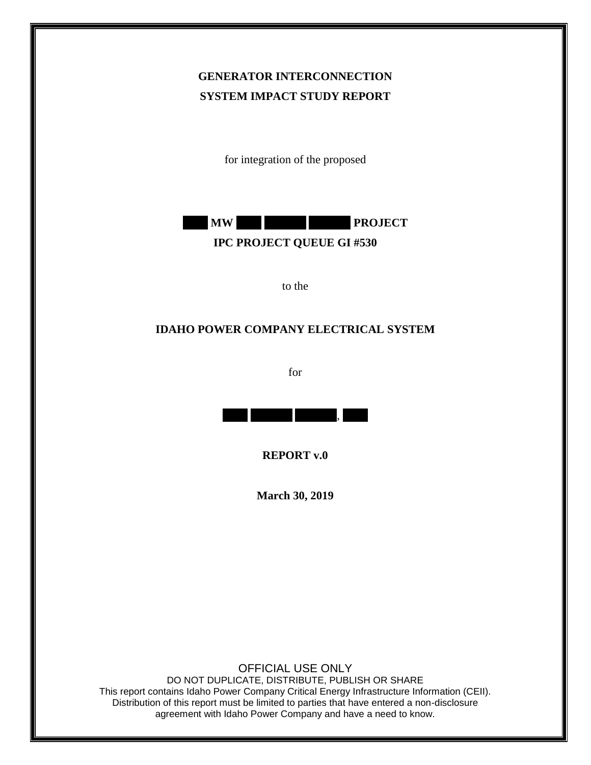**GENERATOR INTERCONNECTION**
**SYSTEM IMPACT STUDY REPORT**

for integration of the proposed

**MW PROJECT**
**IPC PROJECT QUEUE GI #530**

to the

**IDAHO POWER COMPANY ELECTRICAL SYSTEM**

for

,

**REPORT v.0**

**March 30, 2019**

OFFICIAL USE ONLY
DO NOT DUPLICATE, DISTRIBUTE, PUBLISH OR SHARE
This report contains Idaho Power Company Critical Energy Infrastructure Information (CEII). Distribution of this report must be limited to parties that have entered a non-disclosure agreement with Idaho Power Company and have a need to know.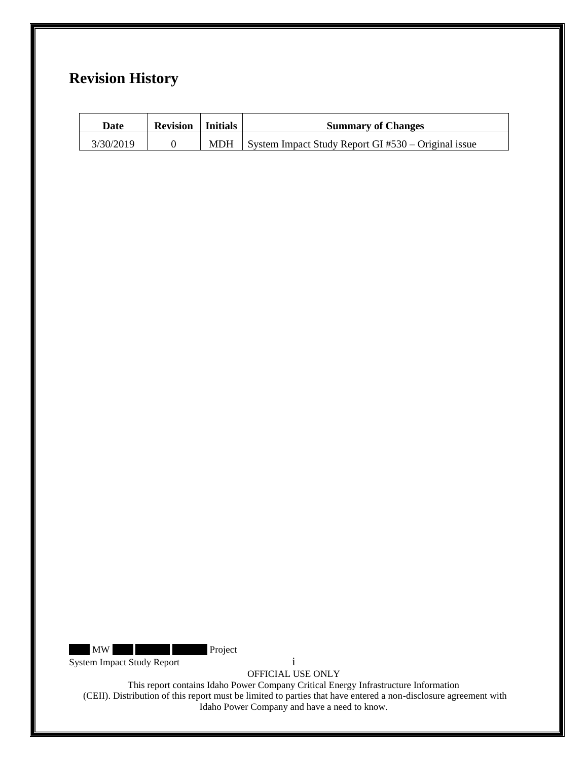# Revision History

| Date | Revision | Initials | Summary of Changes |
| --- | --- | --- | --- |
| 3/30/2019 | 0 | MDH | System Impact Study Report GI #530 – Original issue |

OFFICIAL USE ONLY

This report contains Idaho Power Company Critical Energy Infrastructure Information (CEII). Distribution of this report must be limited to parties that have entered a non-disclosure agreement with Idaho Power Company and have a need to know.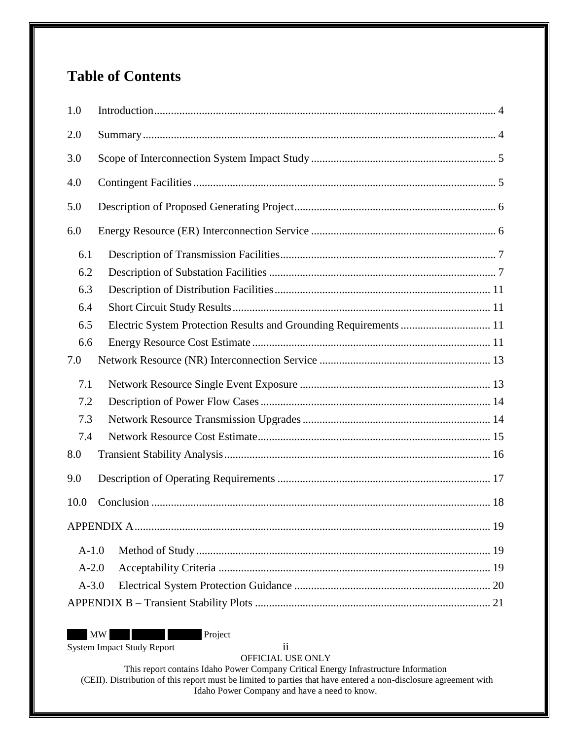# Table of Contents

1.0 Introduction ..... 4

2.0 Summary ..... 4

3.0 Scope of Interconnection System Impact Study ..... 5

4.0 Contingent Facilities ..... 5

5.0 Description of Proposed Generating Project ..... 6

6.0 Energy Resource (ER) Interconnection Service ..... 6

- 6.1 Description of Transmission Facilities ..... 7
- 6.2 Description of Substation Facilities ..... 7
- 6.3 Description of Distribution Facilities ..... 11
- 6.4 Short Circuit Study Results ..... 11
- 6.5 Electric System Protection Results and Grounding Requirements ..... 11
- 6.6 Energy Resource Cost Estimate ..... 11

7.0 Network Resource (NR) Interconnection Service ..... 13

- 7.1 Network Resource Single Event Exposure ..... 13
- 7.2 Description of Power Flow Cases ..... 14
- 7.3 Network Resource Transmission Upgrades ..... 14
- 7.4 Network Resource Cost Estimate ..... 15

8.0 Transient Stability Analysis ..... 16

9.0 Description of Operating Requirements ..... 17

10.0 Conclusion ..... 18

APPENDIX A ..... 19

- A-1.0 Method of Study ..... 19
- A-2.0 Acceptability Criteria ..... 19
- A-3.0 Electrical System Protection Guidance ..... 20

APPENDIX B – Transient Stability Plots ..... 21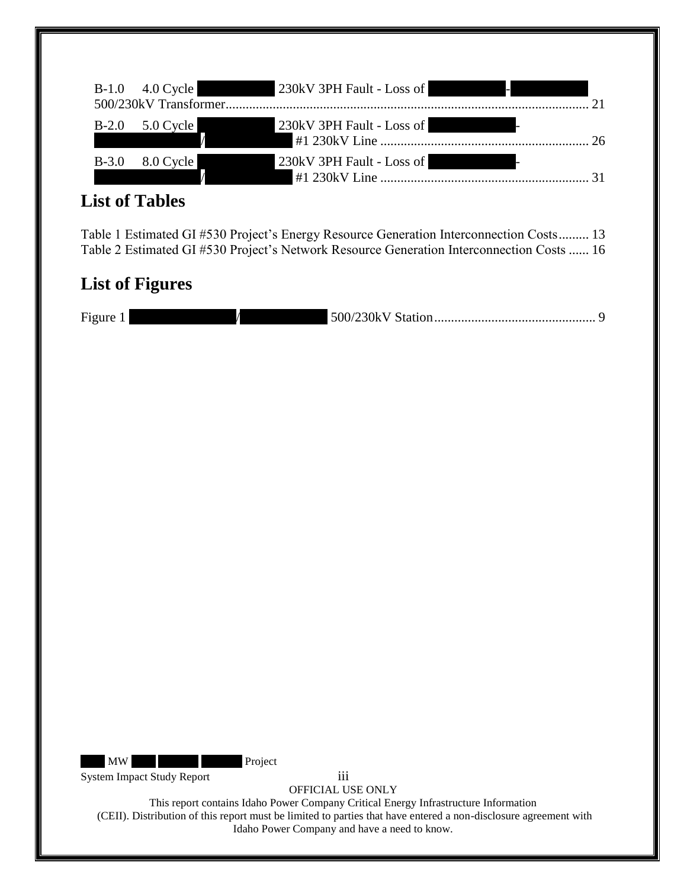B-1.0 4.0 Cycle 230kV 3PH Fault - Loss of - 500/230kV Transformer........................................................................................................ 21

B-2.0 5.0 Cycle 230kV 3PH Fault - Loss of - / #1 230kV Line .............................................................. 26

B-3.0 8.0 Cycle 230kV 3PH Fault - Loss of - / #1 230kV Line .............................................................. 31

## List of Tables

Table 1 Estimated GI #530 Project's Energy Resource Generation Interconnection Costs......... 13

Table 2 Estimated GI #530 Project's Network Resource Generation Interconnection Costs ...... 16

## List of Figures

Figure 1 / 500/230kV Station................................................ 9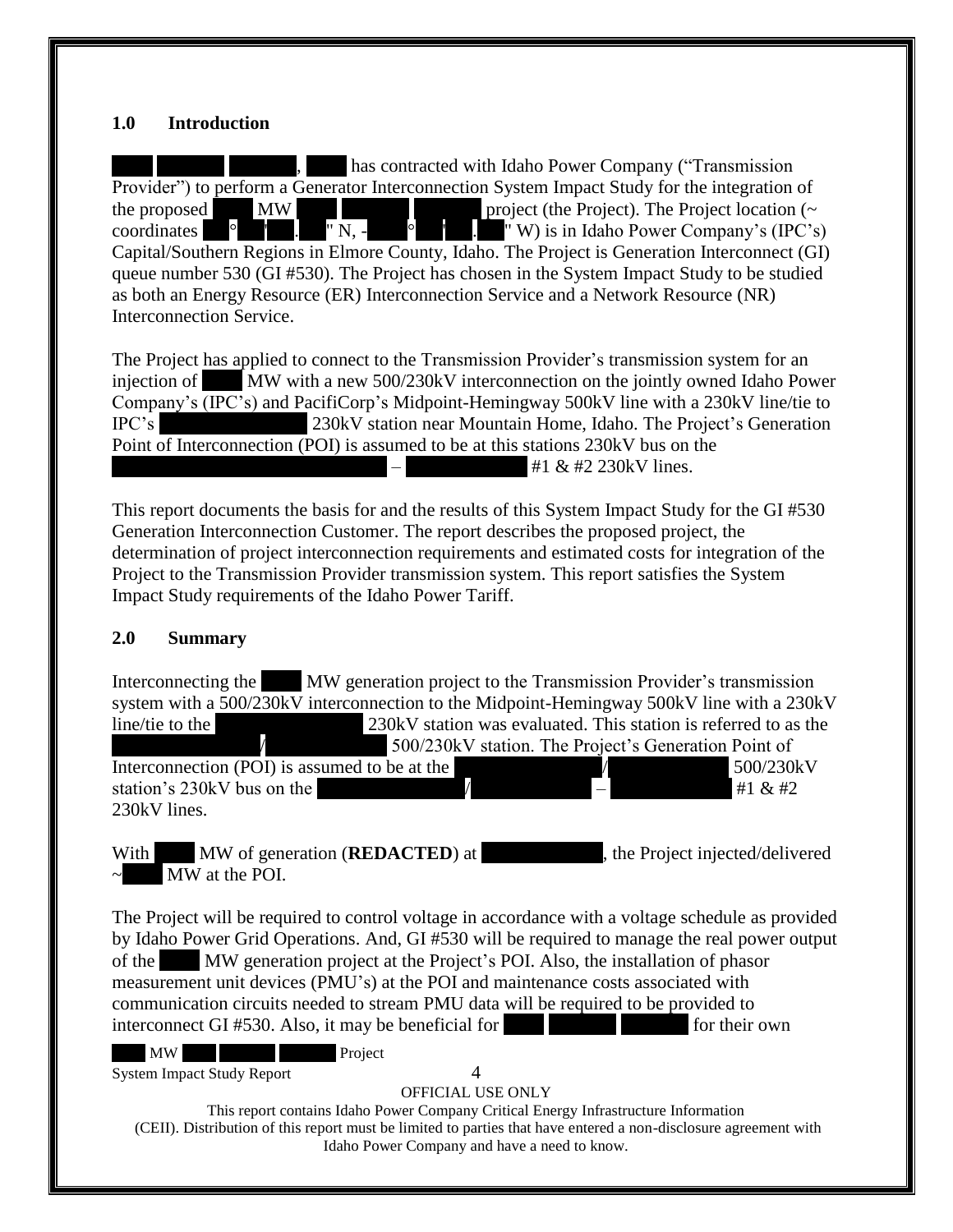## 1.0 Introduction

, has contracted with Idaho Power Company ("Transmission Provider") to perform a Generator Interconnection System Impact Study for the integration of the proposed MW project (the Project). The Project location (~ coordinates ° ' . " N, - ° ' . " W) is in Idaho Power Company's (IPC's) Capital/Southern Regions in Elmore County, Idaho. The Project is Generation Interconnect (GI) queue number 530 (GI #530). The Project has chosen in the System Impact Study to be studied as both an Energy Resource (ER) Interconnection Service and a Network Resource (NR) Interconnection Service.

The Project has applied to connect to the Transmission Provider's transmission system for an injection of MW with a new 500/230kV interconnection on the jointly owned Idaho Power Company's (IPC's) and PacifiCorp's Midpoint-Hemingway 500kV line with a 230kV line/tie to IPC's 230kV station near Mountain Home, Idaho. The Project's Generation Point of Interconnection (POI) is assumed to be at this stations 230kV bus on the – #1 & #2 230kV lines.

This report documents the basis for and the results of this System Impact Study for the GI #530 Generation Interconnection Customer. The report describes the proposed project, the determination of project interconnection requirements and estimated costs for integration of the Project to the Transmission Provider transmission system. This report satisfies the System Impact Study requirements of the Idaho Power Tariff.

## 2.0 Summary

Interconnecting the MW generation project to the Transmission Provider's transmission system with a 500/230kV interconnection to the Midpoint-Hemingway 500kV line with a 230kV line/tie to the 230kV station was evaluated. This station is referred to as the / 500/230kV station. The Project's Generation Point of Interconnection (POI) is assumed to be at the / 500/230kV station's 230kV bus on the / – #1 & #2 230kV lines.

With MW of generation (**REDACTED**) at , the Project injected/delivered ~ MW at the POI.

The Project will be required to control voltage in accordance with a voltage schedule as provided by Idaho Power Grid Operations. And, GI #530 will be required to manage the real power output of the MW generation project at the Project's POI. Also, the installation of phasor measurement unit devices (PMU's) at the POI and maintenance costs associated with communication circuits needed to stream PMU data will be required to be provided to interconnect GI #530. Also, it may be beneficial for for their own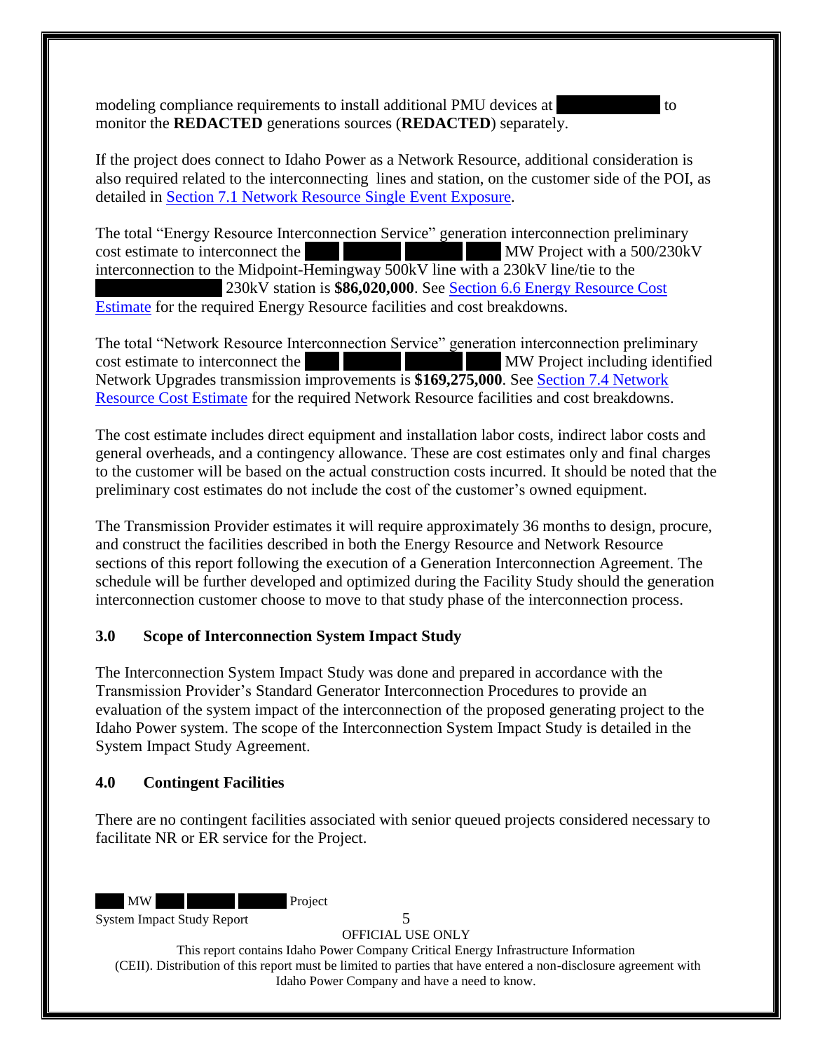modeling compliance requirements to install additional PMU devices at ██████ to monitor the **REDACTED** generations sources (**REDACTED**) separately.

If the project does connect to Idaho Power as a Network Resource, additional consideration is also required related to the interconnecting lines and station, on the customer side of the POI, as detailed in Section 7.1 Network Resource Single Event Exposure.

The total "Energy Resource Interconnection Service" generation interconnection preliminary cost estimate to interconnect the ██ ████ ████ ██ MW Project with a 500/230kV interconnection to the Midpoint-Hemingway 500kV line with a 230kV line/tie to the ███████ 230kV station is **$86,020,000**. See Section 6.6 Energy Resource Cost Estimate for the required Energy Resource facilities and cost breakdowns.

The total "Network Resource Interconnection Service" generation interconnection preliminary cost estimate to interconnect the ██ ████ ████ ██ MW Project including identified Network Upgrades transmission improvements is **$169,275,000**. See Section 7.4 Network Resource Cost Estimate for the required Network Resource facilities and cost breakdowns.

The cost estimate includes direct equipment and installation labor costs, indirect labor costs and general overheads, and a contingency allowance. These are cost estimates only and final charges to the customer will be based on the actual construction costs incurred. It should be noted that the preliminary cost estimates do not include the cost of the customer's owned equipment.

The Transmission Provider estimates it will require approximately 36 months to design, procure, and construct the facilities described in both the Energy Resource and Network Resource sections of this report following the execution of a Generation Interconnection Agreement. The schedule will be further developed and optimized during the Facility Study should the generation interconnection customer choose to move to that study phase of the interconnection process.

## 3.0 Scope of Interconnection System Impact Study

The Interconnection System Impact Study was done and prepared in accordance with the Transmission Provider's Standard Generator Interconnection Procedures to provide an evaluation of the system impact of the interconnection of the proposed generating project to the Idaho Power system. The scope of the Interconnection System Impact Study is detailed in the System Impact Study Agreement.

## 4.0 Contingent Facilities

There are no contingent facilities associated with senior queued projects considered necessary to facilitate NR or ER service for the Project.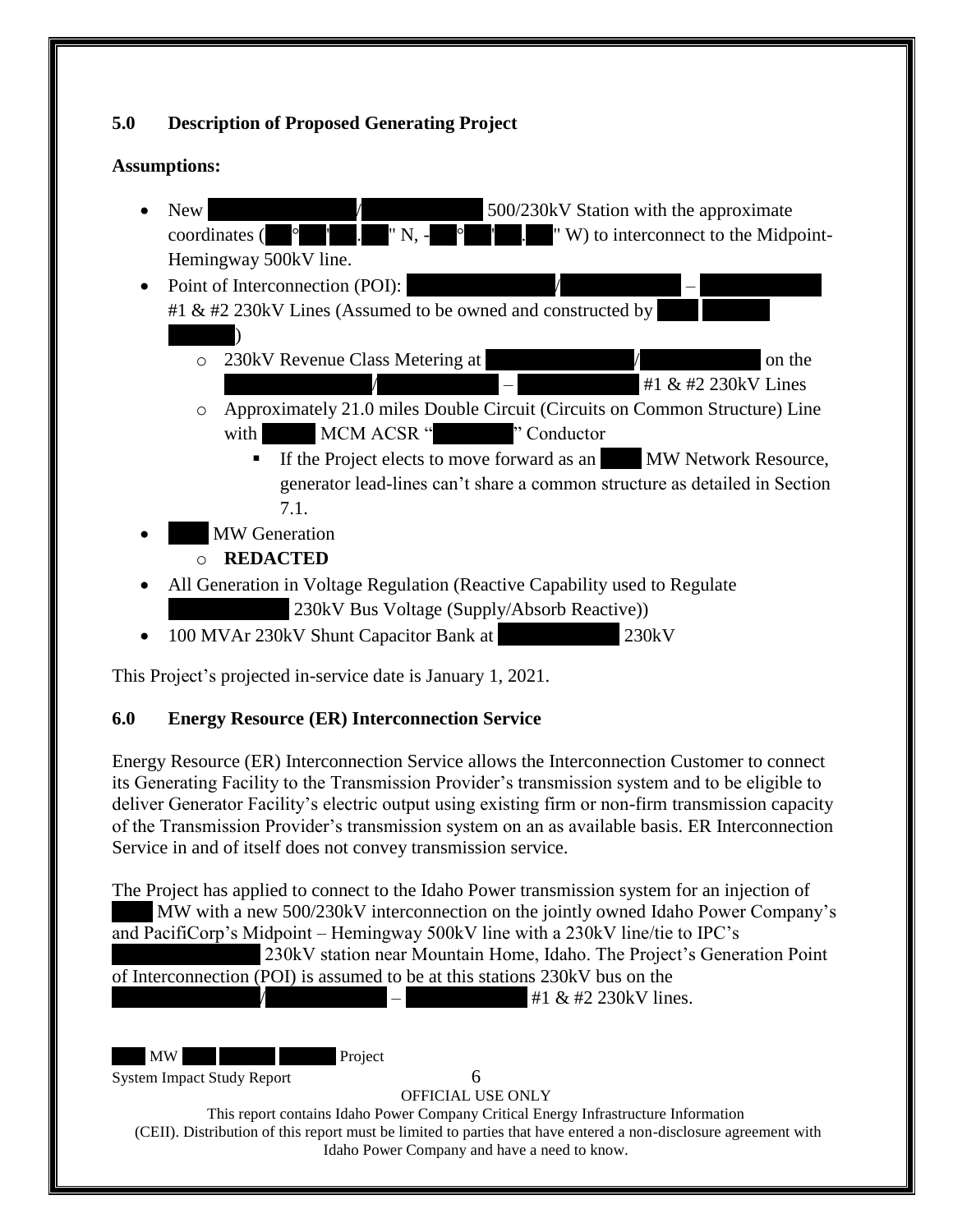## 5.0 Description of Proposed Generating Project

**Assumptions:**

- New / 500/230kV Station with the approximate coordinates ( ° ' . " N, - ° ' . " W) to interconnect to the Midpoint-Hemingway 500kV line.
- Point of Interconnection (POI): / – #1 & #2 230kV Lines (Assumed to be owned and constructed by )
  - 230kV Revenue Class Metering at / on the / – #1 & #2 230kV Lines
  - Approximately 21.0 miles Double Circuit (Circuits on Common Structure) Line with MCM ACSR " " Conductor
    - If the Project elects to move forward as an MW Network Resource, generator lead-lines can't share a common structure as detailed in Section 7.1.
- MW Generation
  - **REDACTED**
- All Generation in Voltage Regulation (Reactive Capability used to Regulate 230kV Bus Voltage (Supply/Absorb Reactive))
- 100 MVAr 230kV Shunt Capacitor Bank at 230kV

This Project's projected in-service date is January 1, 2021.

## 6.0 Energy Resource (ER) Interconnection Service

Energy Resource (ER) Interconnection Service allows the Interconnection Customer to connect its Generating Facility to the Transmission Provider's transmission system and to be eligible to deliver Generator Facility's electric output using existing firm or non-firm transmission capacity of the Transmission Provider's transmission system on an as available basis. ER Interconnection Service in and of itself does not convey transmission service.

The Project has applied to connect to the Idaho Power transmission system for an injection of MW with a new 500/230kV interconnection on the jointly owned Idaho Power Company's and PacifiCorp's Midpoint – Hemingway 500kV line with a 230kV line/tie to IPC's 230kV station near Mountain Home, Idaho. The Project's Generation Point of Interconnection (POI) is assumed to be at this stations 230kV bus on the / – #1 & #2 230kV lines.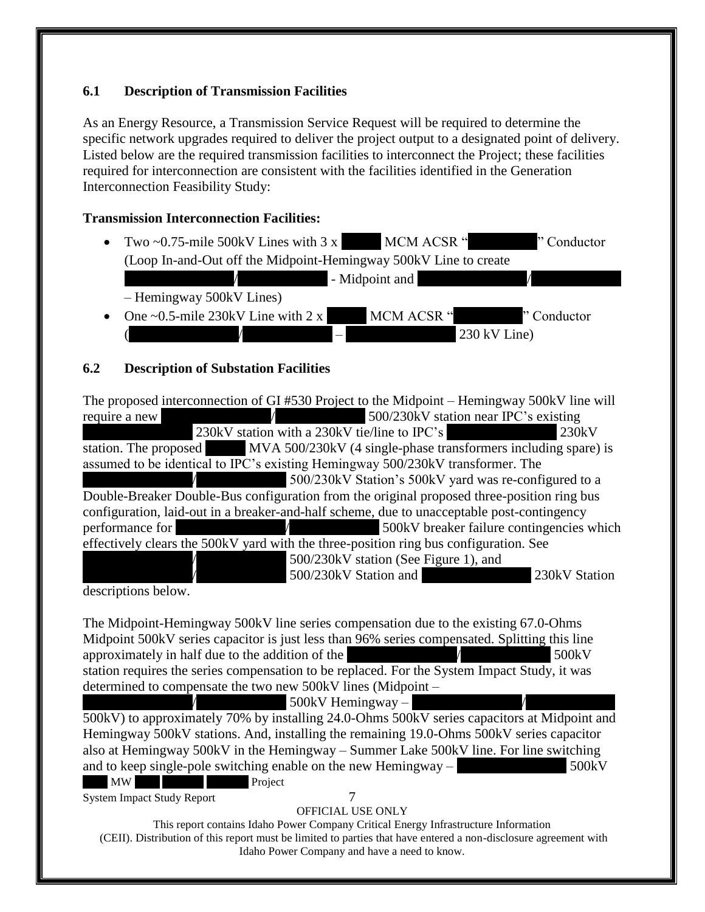### 6.1 Description of Transmission Facilities

As an Energy Resource, a Transmission Service Request will be required to determine the specific network upgrades required to deliver the project output to a designated point of delivery. Listed below are the required transmission facilities to interconnect the Project; these facilities required for interconnection are consistent with the facilities identified in the Generation Interconnection Feasibility Study:

**Transmission Interconnection Facilities:**

- Two ~0.75-mile 500kV Lines with 3 x MCM ACSR " " Conductor (Loop In-and-Out off the Midpoint-Hemingway 500kV Line to create / - Midpoint and / – Hemingway 500kV Lines)
- One ~0.5-mile 230kV Line with 2 x MCM ACSR " " Conductor ( / – 230 kV Line)

### 6.2 Description of Substation Facilities

The proposed interconnection of GI #530 Project to the Midpoint – Hemingway 500kV line will require a new / 500/230kV station near IPC's existing 230kV station with a 230kV tie/line to IPC's 230kV station. The proposed MVA 500/230kV (4 single-phase transformers including spare) is assumed to be identical to IPC's existing Hemingway 500/230kV transformer. The / 500/230kV Station's 500kV yard was re-configured to a Double-Breaker Double-Bus configuration from the original proposed three-position ring bus configuration, laid-out in a breaker-and-half scheme, due to unacceptable post-contingency performance for / 500kV breaker failure contingencies which effectively clears the 500kV yard with the three-position ring bus configuration. See / 500/230kV station (See Figure 1), and / 500/230kV Station and 230kV Station descriptions below.

The Midpoint-Hemingway 500kV line series compensation due to the existing 67.0-Ohms Midpoint 500kV series capacitor is just less than 96% series compensated. Splitting this line approximately in half due to the addition of the / 500kV station requires the series compensation to be replaced. For the System Impact Study, it was determined to compensate the two new 500kV lines (Midpoint – / 500kV Hemingway – / 500kV) to approximately 70% by installing 24.0-Ohms 500kV series capacitors at Midpoint and Hemingway 500kV stations. And, installing the remaining 19.0-Ohms 500kV series capacitor also at Hemingway 500kV in the Hemingway – Summer Lake 500kV line. For line switching and to keep single-pole switching enable on the new Hemingway – 500kV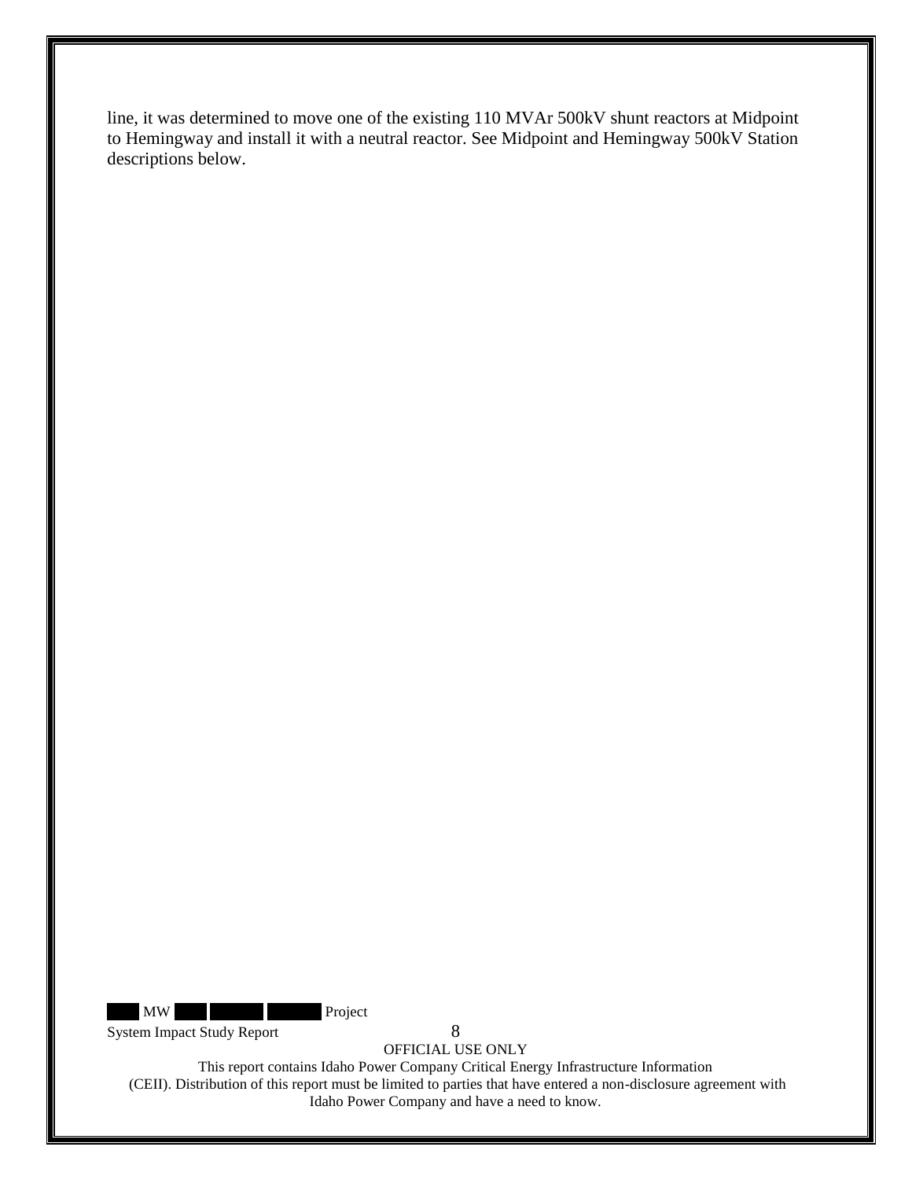line, it was determined to move one of the existing 110 MVAr 500kV shunt reactors at Midpoint to Hemingway and install it with a neutral reactor. See Midpoint and Hemingway 500kV Station descriptions below.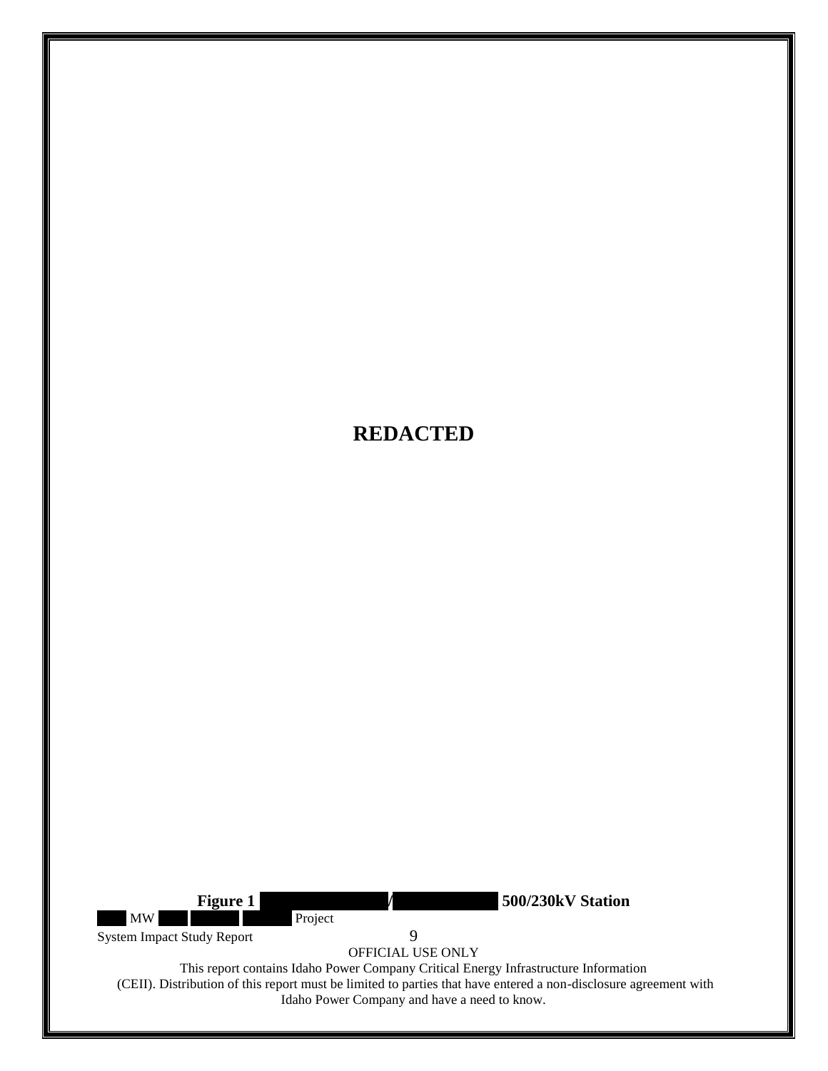**REDACTED**

**Figure 1** ████████/██████ **500/230kV Station**

███ MW ███ ██████ ██████ Project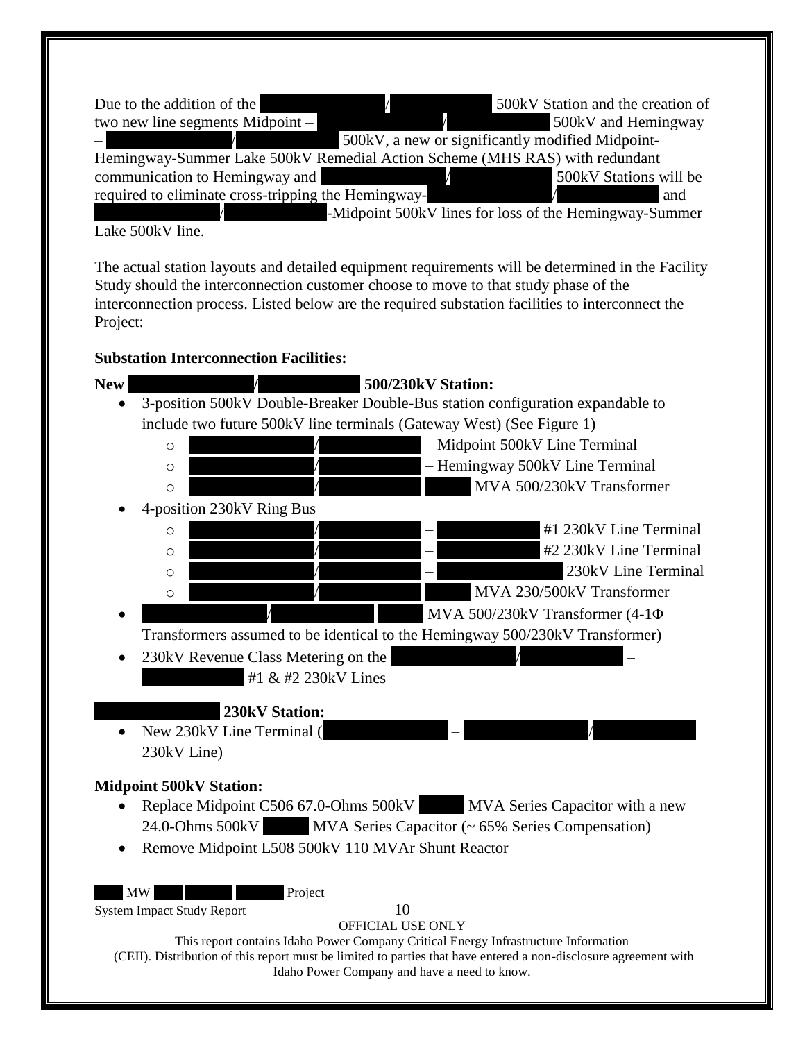Due to the addition of the / 500kV Station and the creation of two new line segments Midpoint – / 500kV and Hemingway – / 500kV, a new or significantly modified Midpoint-Hemingway-Summer Lake 500kV Remedial Action Scheme (MHS RAS) with redundant communication to Hemingway and / 500kV Stations will be required to eliminate cross-tripping the Hemingway- / and / -Midpoint 500kV lines for loss of the Hemingway-Summer Lake 500kV line.

The actual station layouts and detailed equipment requirements will be determined in the Facility Study should the interconnection customer choose to move to that study phase of the interconnection process. Listed below are the required substation facilities to interconnect the Project:

**Substation Interconnection Facilities:**

**New / 500/230kV Station:**

- 3-position 500kV Double-Breaker Double-Bus station configuration expandable to include two future 500kV line terminals (Gateway West) (See Figure 1)
  - / – Midpoint 500kV Line Terminal
  - / – Hemingway 500kV Line Terminal
  - / MVA 500/230kV Transformer
- 4-position 230kV Ring Bus
  - / – #1 230kV Line Terminal
  - / – #2 230kV Line Terminal
  - / – 230kV Line Terminal
  - / MVA 230/500kV Transformer
- / MVA 500/230kV Transformer (4-1Φ Transformers assumed to be identical to the Hemingway 500/230kV Transformer)
- 230kV Revenue Class Metering on the / – #1 & #2 230kV Lines

**230kV Station:**

- New 230kV Line Terminal ( – / 230kV Line)

**Midpoint 500kV Station:**

- Replace Midpoint C506 67.0-Ohms 500kV MVA Series Capacitor with a new 24.0-Ohms 500kV MVA Series Capacitor (~ 65% Series Compensation)
- Remove Midpoint L508 500kV 110 MVAr Shunt Reactor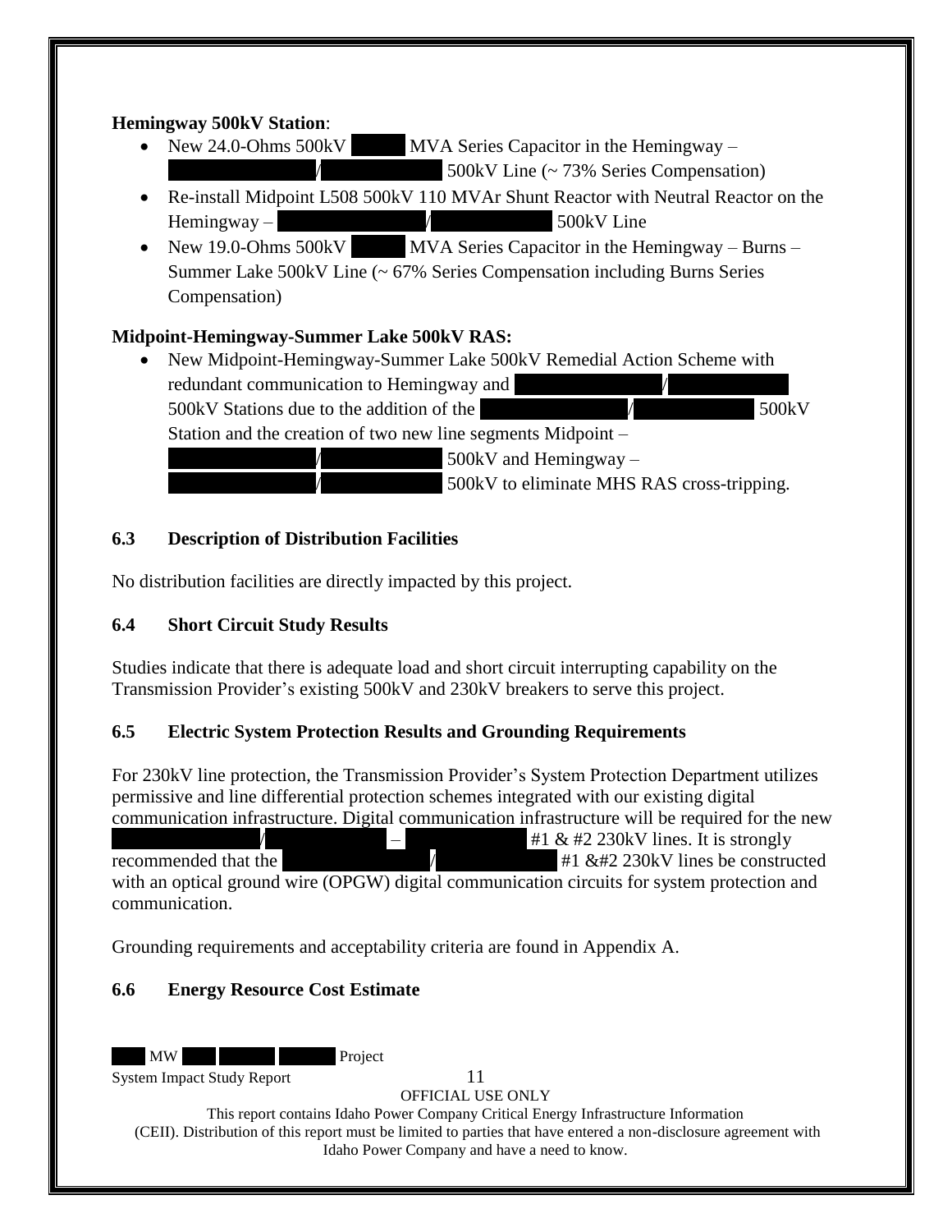**Hemingway 500kV Station**:

- New 24.0-Ohms 500kV MVA Series Capacitor in the Hemingway – / 500kV Line (~ 73% Series Compensation)
- Re-install Midpoint L508 500kV 110 MVAr Shunt Reactor with Neutral Reactor on the Hemingway – / 500kV Line
- New 19.0-Ohms 500kV MVA Series Capacitor in the Hemingway – Burns – Summer Lake 500kV Line (~ 67% Series Compensation including Burns Series Compensation)

**Midpoint-Hemingway-Summer Lake 500kV RAS:**

- New Midpoint-Hemingway-Summer Lake 500kV Remedial Action Scheme with redundant communication to Hemingway and / 500kV Stations due to the addition of the / 500kV Station and the creation of two new line segments Midpoint – / 500kV and Hemingway – / 500kV to eliminate MHS RAS cross-tripping.

## 6.3 Description of Distribution Facilities

No distribution facilities are directly impacted by this project.

## 6.4 Short Circuit Study Results

Studies indicate that there is adequate load and short circuit interrupting capability on the Transmission Provider's existing 500kV and 230kV breakers to serve this project.

## 6.5 Electric System Protection Results and Grounding Requirements

For 230kV line protection, the Transmission Provider's System Protection Department utilizes permissive and line differential protection schemes integrated with our existing digital communication infrastructure. Digital communication infrastructure will be required for the new / – #1 & #2 230kV lines. It is strongly recommended that the / #1 &#2 230kV lines be constructed with an optical ground wire (OPGW) digital communication circuits for system protection and communication.

Grounding requirements and acceptability criteria are found in Appendix A.

## 6.6 Energy Resource Cost Estimate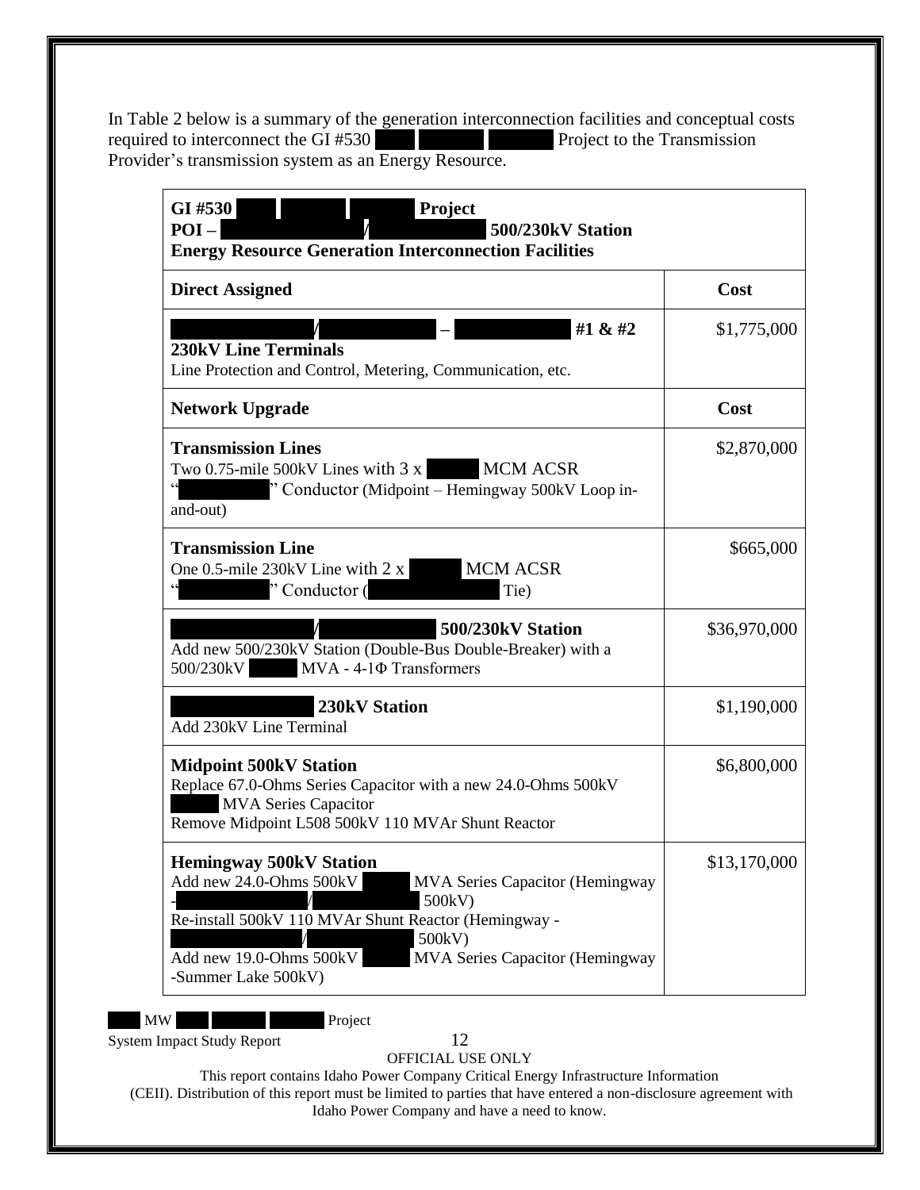In Table 2 below is a summary of the generation interconnection facilities and conceptual costs required to interconnect the GI #530 Project to the Transmission Provider's transmission system as an Energy Resource.

| **GI #530 Project**<br>**POI – / 500/230kV Station**<br>**Energy Resource Generation Interconnection Facilities** | |
|---|---|
| **Direct Assigned** | **Cost** |
| **/ – #1 & #2 230kV Line Terminals**<br>Line Protection and Control, Metering, Communication, etc. | $1,775,000 |
| **Network Upgrade** | **Cost** |
| **Transmission Lines**<br>Two 0.75-mile 500kV Lines with 3 x MCM ACSR " " Conductor (Midpoint – Hemingway 500kV Loop in-and-out) | $2,870,000 |
| **Transmission Line**<br>One 0.5-mile 230kV Line with 2 x MCM ACSR " " Conductor ( Tie) | $665,000 |
| **/ 500/230kV Station**<br>Add new 500/230kV Station (Double-Bus Double-Breaker) with a 500/230kV MVA - 4-1Φ Transformers | $36,970,000 |
| **230kV Station**<br>Add 230kV Line Terminal | $1,190,000 |
| **Midpoint 500kV Station**<br>Replace 67.0-Ohms Series Capacitor with a new 24.0-Ohms 500kV MVA Series Capacitor<br>Remove Midpoint L508 500kV 110 MVAr Shunt Reactor | $6,800,000 |
| **Hemingway 500kV Station**<br>Add new 24.0-Ohms 500kV MVA Series Capacitor (Hemingway - / 500kV)<br>Re-install 500kV 110 MVAr Shunt Reactor (Hemingway - / 500kV)<br>Add new 19.0-Ohms 500kV MVA Series Capacitor (Hemingway -Summer Lake 500kV) | $13,170,000 |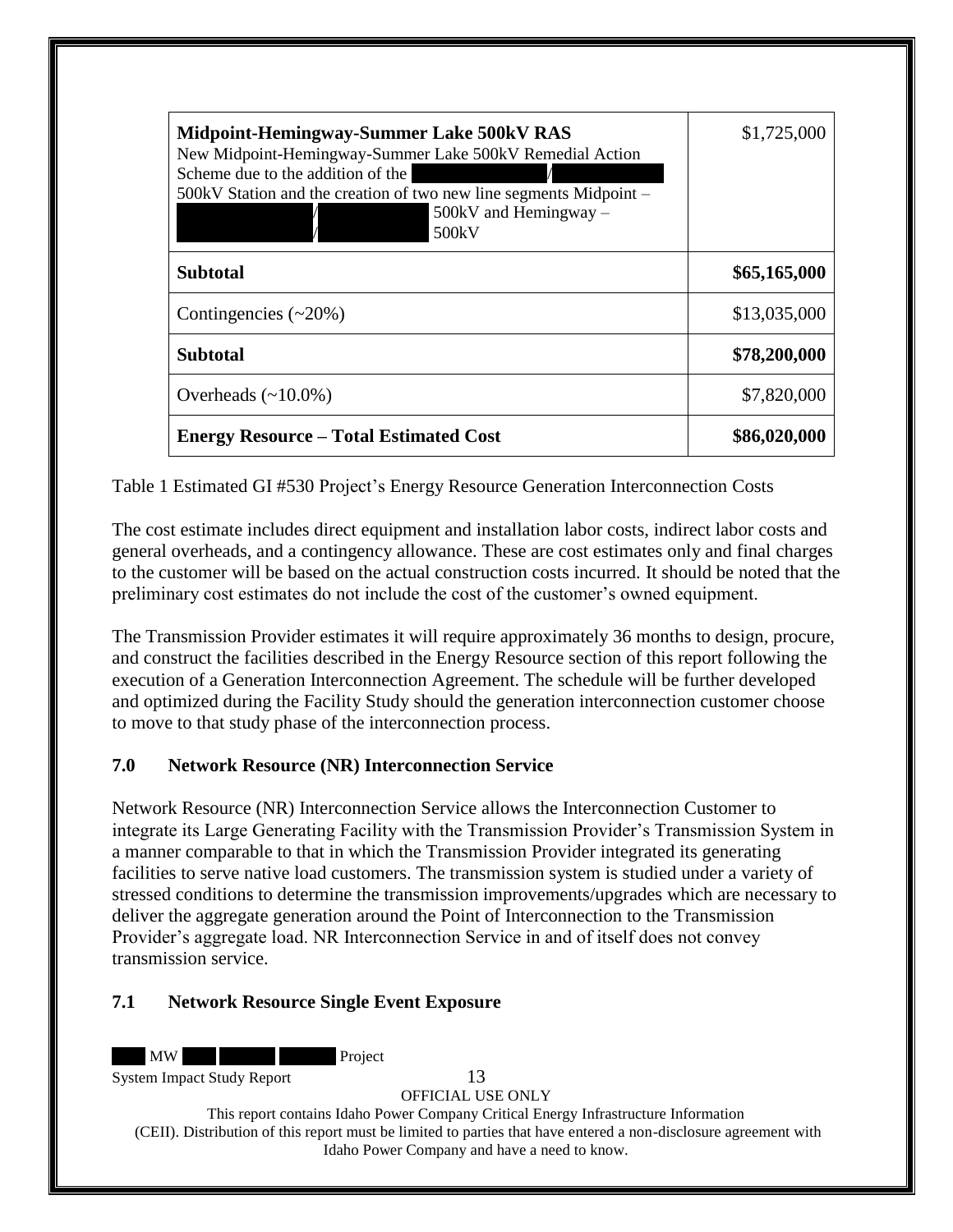| | |
|---|---|
| **Midpoint-Hemingway-Summer Lake 500kV RAS**<br>New Midpoint-Hemingway-Summer Lake 500kV Remedial Action Scheme due to the addition of the / 500kV Station and the creation of two new line segments Midpoint – / 500kV and Hemingway – / 500kV | $1,725,000 |
| **Subtotal** | **$65,165,000** |
| Contingencies (~20%) | $13,035,000 |
| **Subtotal** | **$78,200,000** |
| Overheads (~10.0%) | $7,820,000 |
| **Energy Resource – Total Estimated Cost** | **$86,020,000** |

Table 1 Estimated GI #530 Project's Energy Resource Generation Interconnection Costs

The cost estimate includes direct equipment and installation labor costs, indirect labor costs and general overheads, and a contingency allowance. These are cost estimates only and final charges to the customer will be based on the actual construction costs incurred. It should be noted that the preliminary cost estimates do not include the cost of the customer's owned equipment.

The Transmission Provider estimates it will require approximately 36 months to design, procure, and construct the facilities described in the Energy Resource section of this report following the execution of a Generation Interconnection Agreement. The schedule will be further developed and optimized during the Facility Study should the generation interconnection customer choose to move to that study phase of the interconnection process.

## 7.0 Network Resource (NR) Interconnection Service

Network Resource (NR) Interconnection Service allows the Interconnection Customer to integrate its Large Generating Facility with the Transmission Provider's Transmission System in a manner comparable to that in which the Transmission Provider integrated its generating facilities to serve native load customers. The transmission system is studied under a variety of stressed conditions to determine the transmission improvements/upgrades which are necessary to deliver the aggregate generation around the Point of Interconnection to the Transmission Provider's aggregate load. NR Interconnection Service in and of itself does not convey transmission service.

### 7.1 Network Resource Single Event Exposure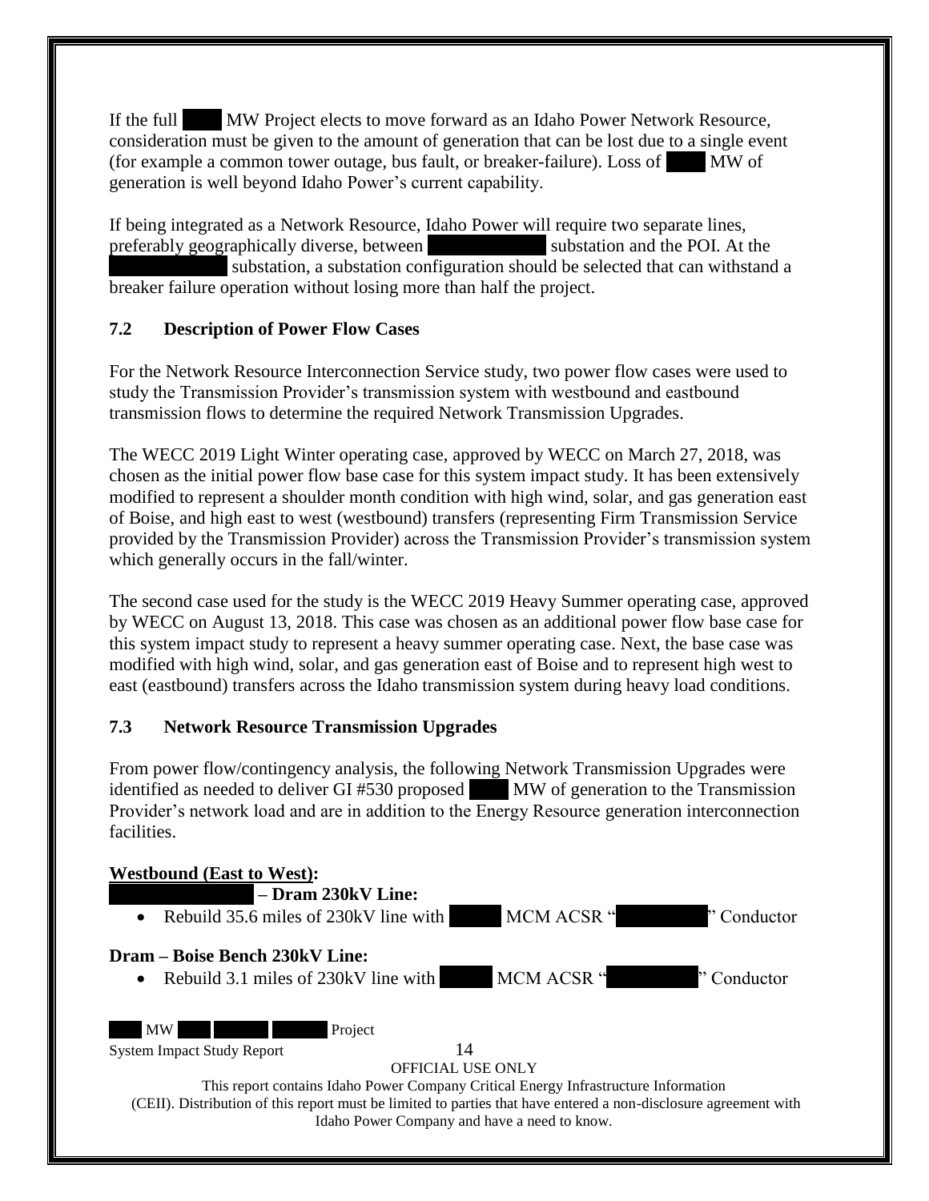If the full MW Project elects to move forward as an Idaho Power Network Resource, consideration must be given to the amount of generation that can be lost due to a single event (for example a common tower outage, bus fault, or breaker-failure). Loss of MW of generation is well beyond Idaho Power's current capability.

If being integrated as a Network Resource, Idaho Power will require two separate lines, preferably geographically diverse, between substation and the POI. At the substation, a substation configuration should be selected that can withstand a breaker failure operation without losing more than half the project.

### 7.2 Description of Power Flow Cases

For the Network Resource Interconnection Service study, two power flow cases were used to study the Transmission Provider's transmission system with westbound and eastbound transmission flows to determine the required Network Transmission Upgrades.

The WECC 2019 Light Winter operating case, approved by WECC on March 27, 2018, was chosen as the initial power flow base case for this system impact study. It has been extensively modified to represent a shoulder month condition with high wind, solar, and gas generation east of Boise, and high east to west (westbound) transfers (representing Firm Transmission Service provided by the Transmission Provider) across the Transmission Provider's transmission system which generally occurs in the fall/winter.

The second case used for the study is the WECC 2019 Heavy Summer operating case, approved by WECC on August 13, 2018. This case was chosen as an additional power flow base case for this system impact study to represent a heavy summer operating case. Next, the base case was modified with high wind, solar, and gas generation east of Boise and to represent high west to east (eastbound) transfers across the Idaho transmission system during heavy load conditions.

### 7.3 Network Resource Transmission Upgrades

From power flow/contingency analysis, the following Network Transmission Upgrades were identified as needed to deliver GI #530 proposed MW of generation to the Transmission Provider's network load and are in addition to the Energy Resource generation interconnection facilities.

**Westbound (East to West):**

**– Dram 230kV Line:**

- Rebuild 35.6 miles of 230kV line with MCM ACSR " " Conductor

**Dram – Boise Bench 230kV Line:**

- Rebuild 3.1 miles of 230kV line with MCM ACSR " " Conductor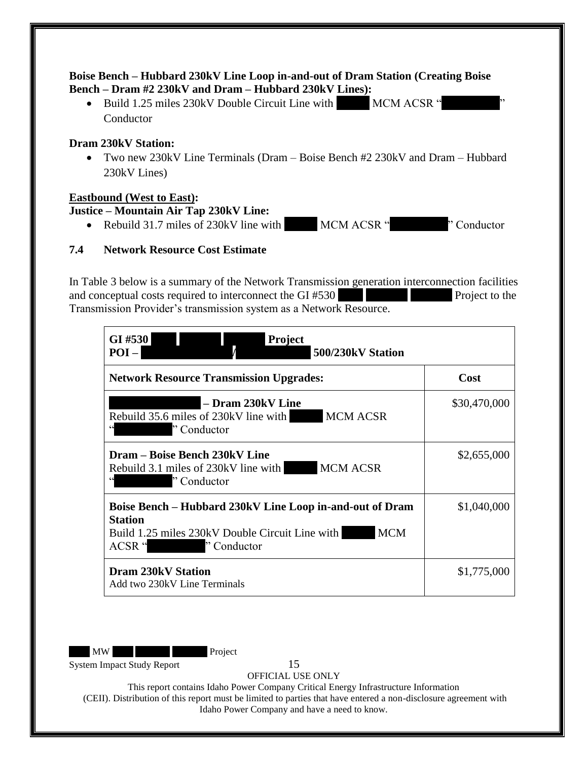**Boise Bench – Hubbard 230kV Line Loop in-and-out of Dram Station (Creating Boise Bench – Dram #2 230kV and Dram – Hubbard 230kV Lines):**

- Build 1.25 miles 230kV Double Circuit Line with MCM ACSR " " Conductor

**Dram 230kV Station:**

- Two new 230kV Line Terminals (Dram – Boise Bench #2 230kV and Dram – Hubbard 230kV Lines)

**Eastbound (West to East):**

**Justice – Mountain Air Tap 230kV Line:**

- Rebuild 31.7 miles of 230kV line with MCM ACSR " " Conductor

## 7.4 Network Resource Cost Estimate

In Table 3 below is a summary of the Network Transmission generation interconnection facilities and conceptual costs required to interconnect the GI #530 Project to the Transmission Provider's transmission system as a Network Resource.

| **GI #530 Project**<br>**POI – / 500/230kV Station** | |
|---|---|
| **Network Resource Transmission Upgrades:** | **Cost** |
| **– Dram 230kV Line**<br>Rebuild 35.6 miles of 230kV line with MCM ACSR " " Conductor | $30,470,000 |
| **Dram – Boise Bench 230kV Line**<br>Rebuild 3.1 miles of 230kV line with MCM ACSR " " Conductor | $2,655,000 |
| **Boise Bench – Hubbard 230kV Line Loop in-and-out of Dram Station**<br>Build 1.25 miles 230kV Double Circuit Line with MCM ACSR " " Conductor | $1,040,000 |
| **Dram 230kV Station**<br>Add two 230kV Line Terminals | $1,775,000 |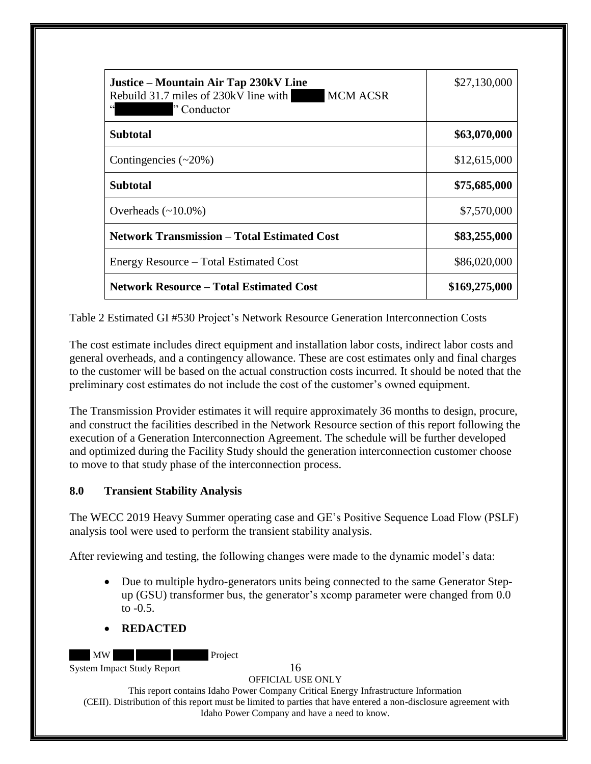| **Justice – Mountain Air Tap 230kV Line** Rebuild 31.7 miles of 230kV line with MCM ACSR "" Conductor | $27,130,000 |
|---|---|
| **Subtotal** | **$63,070,000** |
| Contingencies (~20%) | $12,615,000 |
| **Subtotal** | **$75,685,000** |
| Overheads (~10.0%) | $7,570,000 |
| **Network Transmission – Total Estimated Cost** | **$83,255,000** |
| Energy Resource – Total Estimated Cost | $86,020,000 |
| **Network Resource – Total Estimated Cost** | **$169,275,000** |

Table 2 Estimated GI #530 Project's Network Resource Generation Interconnection Costs

The cost estimate includes direct equipment and installation labor costs, indirect labor costs and general overheads, and a contingency allowance. These are cost estimates only and final charges to the customer will be based on the actual construction costs incurred. It should be noted that the preliminary cost estimates do not include the cost of the customer's owned equipment.

The Transmission Provider estimates it will require approximately 36 months to design, procure, and construct the facilities described in the Network Resource section of this report following the execution of a Generation Interconnection Agreement. The schedule will be further developed and optimized during the Facility Study should the generation interconnection customer choose to move to that study phase of the interconnection process.

## 8.0 Transient Stability Analysis

The WECC 2019 Heavy Summer operating case and GE's Positive Sequence Load Flow (PSLF) analysis tool were used to perform the transient stability analysis.

After reviewing and testing, the following changes were made to the dynamic model's data:

- Due to multiple hydro-generators units being connected to the same Generator Step-up (GSU) transformer bus, the generator's xcomp parameter were changed from 0.0 to -0.5.
- **REDACTED**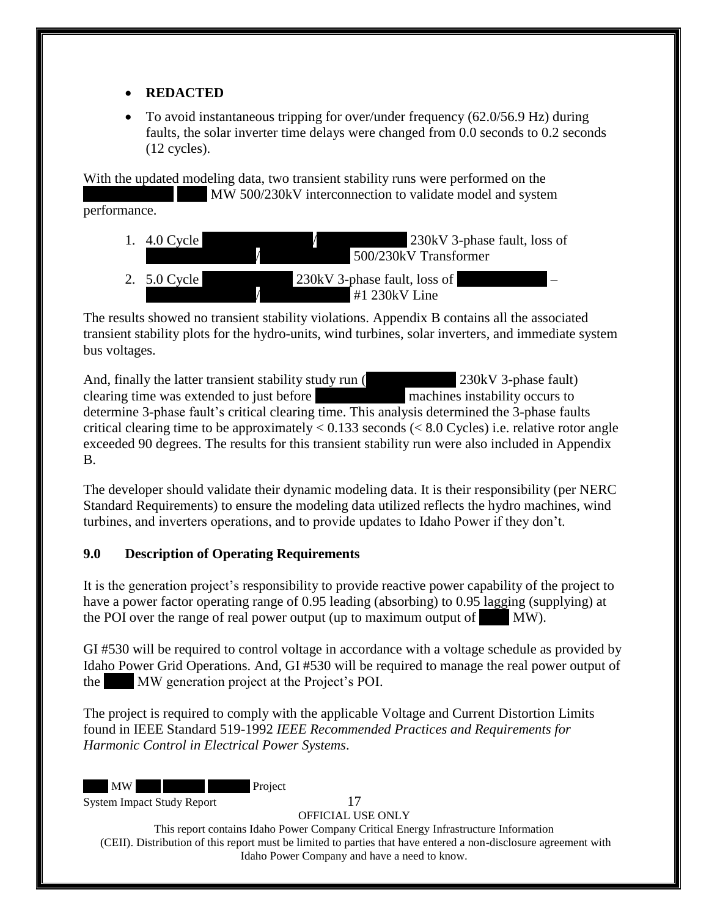- **REDACTED**
- To avoid instantaneous tripping for over/under frequency (62.0/56.9 Hz) during faults, the solar inverter time delays were changed from 0.0 seconds to 0.2 seconds (12 cycles).

With the updated modeling data, two transient stability runs were performed on the MW 500/230kV interconnection to validate model and system performance.

1. 4.0 Cycle / 230kV 3-phase fault, loss of / 500/230kV Transformer
2. 5.0 Cycle 230kV 3-phase fault, loss of – / #1 230kV Line

The results showed no transient stability violations. Appendix B contains all the associated transient stability plots for the hydro-units, wind turbines, solar inverters, and immediate system bus voltages.

And, finally the latter transient stability study run ( 230kV 3-phase fault) clearing time was extended to just before machines instability occurs to determine 3-phase fault's critical clearing time. This analysis determined the 3-phase faults critical clearing time to be approximately < 0.133 seconds (< 8.0 Cycles) i.e. relative rotor angle exceeded 90 degrees. The results for this transient stability run were also included in Appendix B.

The developer should validate their dynamic modeling data. It is their responsibility (per NERC Standard Requirements) to ensure the modeling data utilized reflects the hydro machines, wind turbines, and inverters operations, and to provide updates to Idaho Power if they don't.

## 9.0 Description of Operating Requirements

It is the generation project's responsibility to provide reactive power capability of the project to have a power factor operating range of 0.95 leading (absorbing) to 0.95 lagging (supplying) at the POI over the range of real power output (up to maximum output of MW).

GI #530 will be required to control voltage in accordance with a voltage schedule as provided by Idaho Power Grid Operations. And, GI #530 will be required to manage the real power output of the MW generation project at the Project's POI.

The project is required to comply with the applicable Voltage and Current Distortion Limits found in IEEE Standard 519-1992 *IEEE Recommended Practices and Requirements for Harmonic Control in Electrical Power Systems*.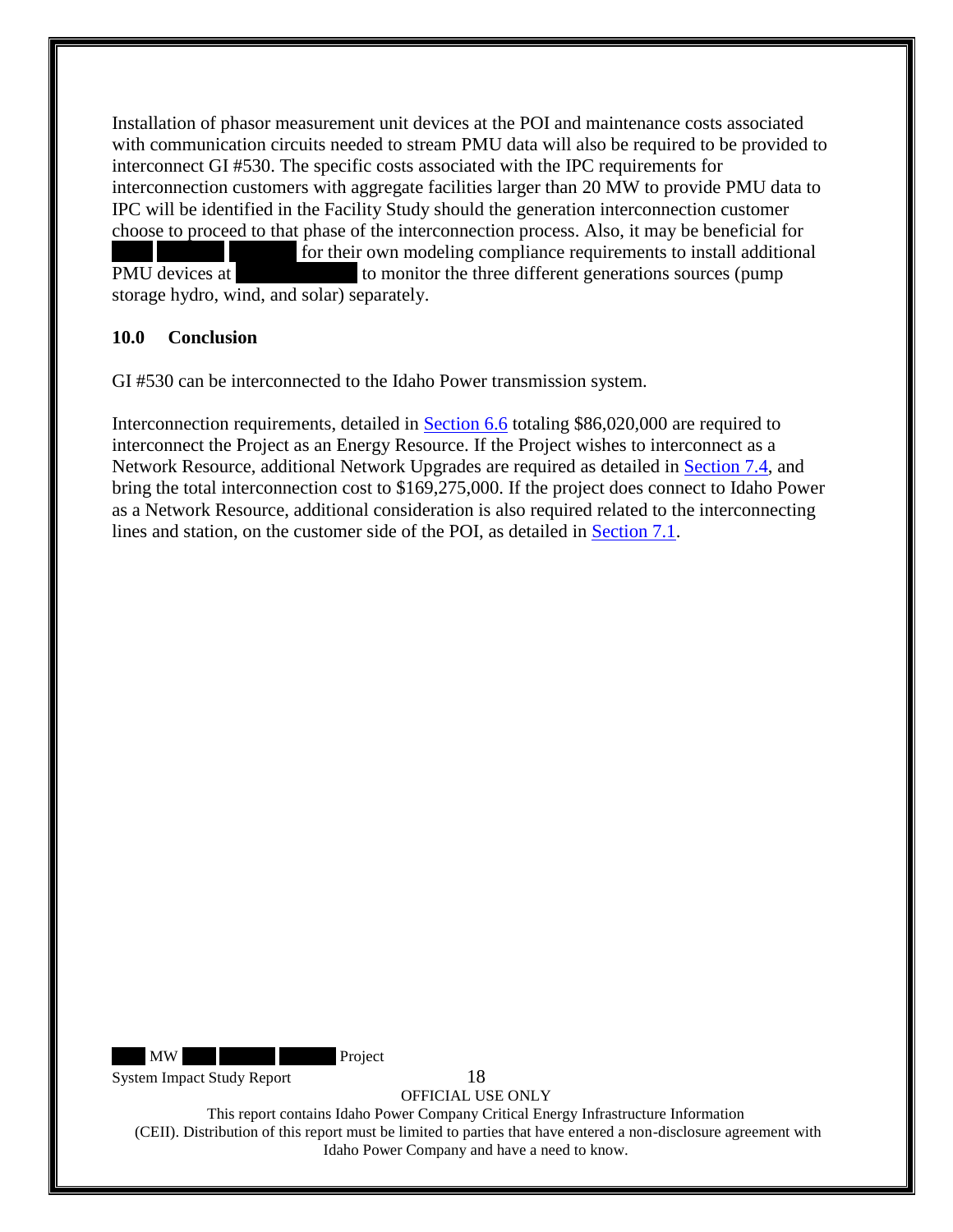Installation of phasor measurement unit devices at the POI and maintenance costs associated with communication circuits needed to stream PMU data will also be required to be provided to interconnect GI #530. The specific costs associated with the IPC requirements for interconnection customers with aggregate facilities larger than 20 MW to provide PMU data to IPC will be identified in the Facility Study should the generation interconnection customer choose to proceed to that phase of the interconnection process. Also, it may be beneficial for for their own modeling compliance requirements to install additional PMU devices at to monitor the three different generations sources (pump storage hydro, wind, and solar) separately.

## 10.0 Conclusion

GI #530 can be interconnected to the Idaho Power transmission system.

Interconnection requirements, detailed in Section 6.6 totaling $86,020,000 are required to interconnect the Project as an Energy Resource. If the Project wishes to interconnect as a Network Resource, additional Network Upgrades are required as detailed in Section 7.4, and bring the total interconnection cost to $169,275,000. If the project does connect to Idaho Power as a Network Resource, additional consideration is also required related to the interconnecting lines and station, on the customer side of the POI, as detailed in Section 7.1.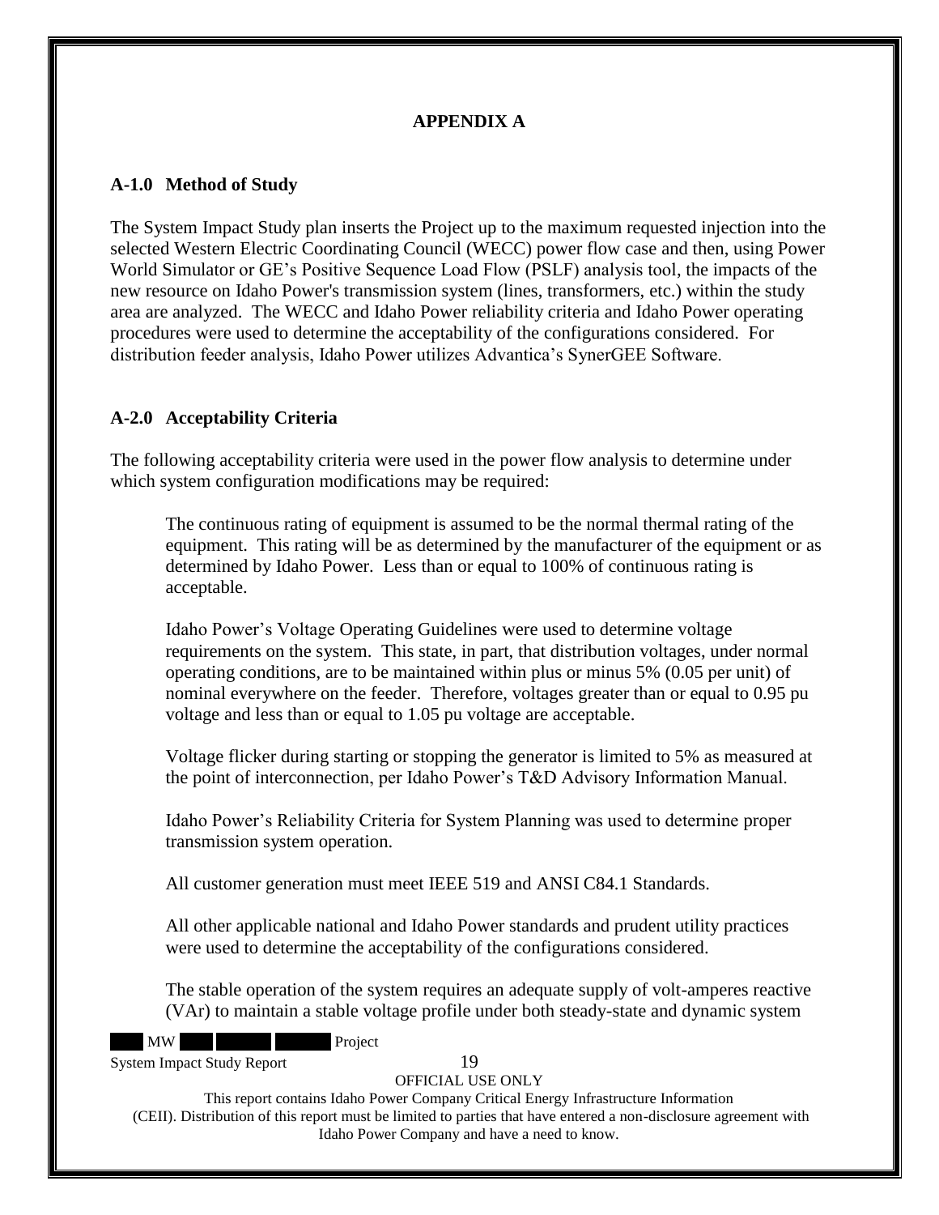# APPENDIX A

## A-1.0 Method of Study

The System Impact Study plan inserts the Project up to the maximum requested injection into the selected Western Electric Coordinating Council (WECC) power flow case and then, using Power World Simulator or GE's Positive Sequence Load Flow (PSLF) analysis tool, the impacts of the new resource on Idaho Power's transmission system (lines, transformers, etc.) within the study area are analyzed. The WECC and Idaho Power reliability criteria and Idaho Power operating procedures were used to determine the acceptability of the configurations considered. For distribution feeder analysis, Idaho Power utilizes Advantica's SynerGEE Software.

## A-2.0 Acceptability Criteria

The following acceptability criteria were used in the power flow analysis to determine under which system configuration modifications may be required:

The continuous rating of equipment is assumed to be the normal thermal rating of the equipment. This rating will be as determined by the manufacturer of the equipment or as determined by Idaho Power. Less than or equal to 100% of continuous rating is acceptable.

Idaho Power's Voltage Operating Guidelines were used to determine voltage requirements on the system. This state, in part, that distribution voltages, under normal operating conditions, are to be maintained within plus or minus 5% (0.05 per unit) of nominal everywhere on the feeder. Therefore, voltages greater than or equal to 0.95 pu voltage and less than or equal to 1.05 pu voltage are acceptable.

Voltage flicker during starting or stopping the generator is limited to 5% as measured at the point of interconnection, per Idaho Power's T&D Advisory Information Manual.

Idaho Power's Reliability Criteria for System Planning was used to determine proper transmission system operation.

All customer generation must meet IEEE 519 and ANSI C84.1 Standards.

All other applicable national and Idaho Power standards and prudent utility practices were used to determine the acceptability of the configurations considered.

The stable operation of the system requires an adequate supply of volt-amperes reactive (VAr) to maintain a stable voltage profile under both steady-state and dynamic system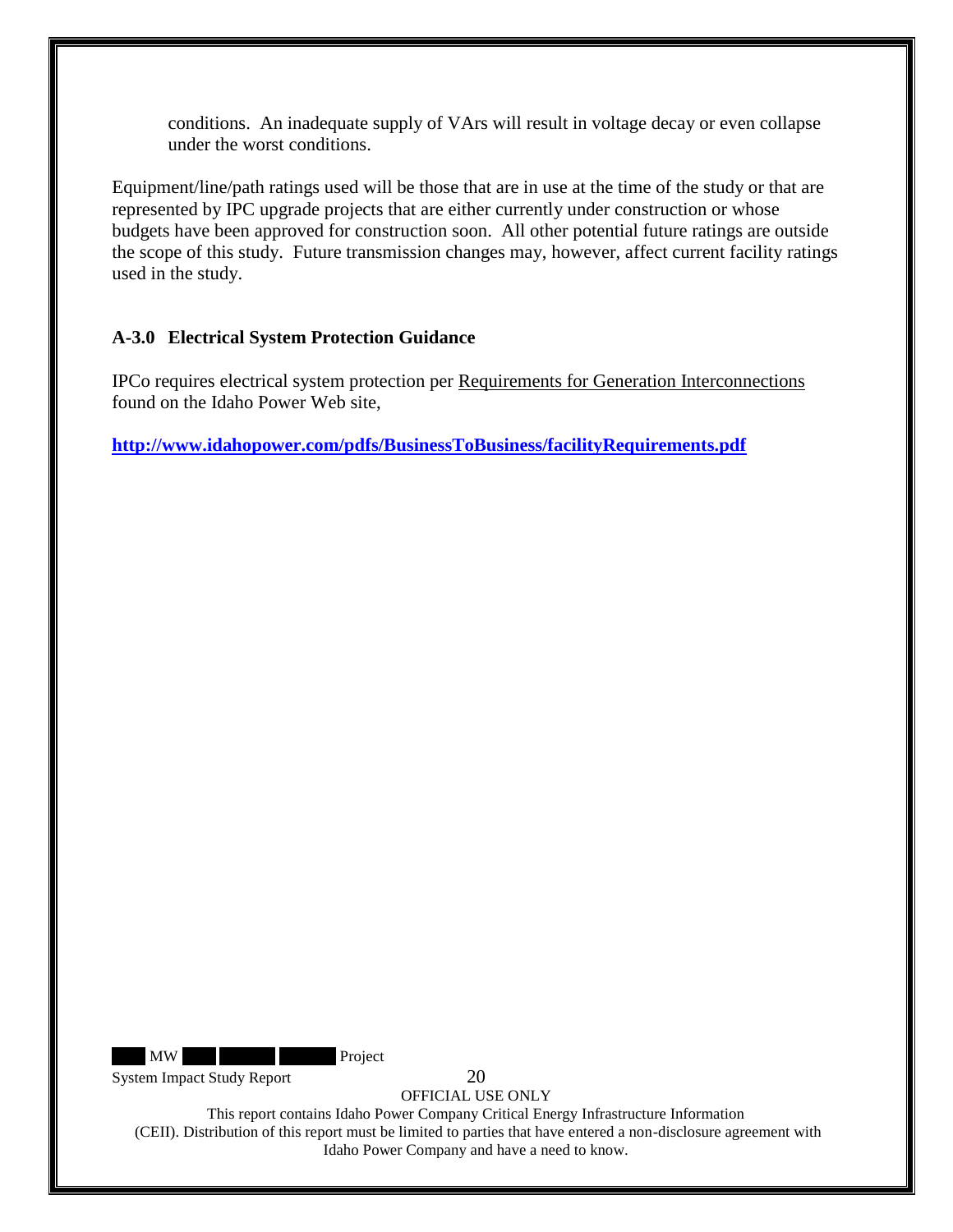conditions. An inadequate supply of VArs will result in voltage decay or even collapse under the worst conditions.

Equipment/line/path ratings used will be those that are in use at the time of the study or that are represented by IPC upgrade projects that are either currently under construction or whose budgets have been approved for construction soon. All other potential future ratings are outside the scope of this study. Future transmission changes may, however, affect current facility ratings used in the study.

### A-3.0 Electrical System Protection Guidance

IPCo requires electrical system protection per Requirements for Generation Interconnections found on the Idaho Power Web site,

**http://www.idahopower.com/pdfs/BusinessToBusiness/facilityRequirements.pdf**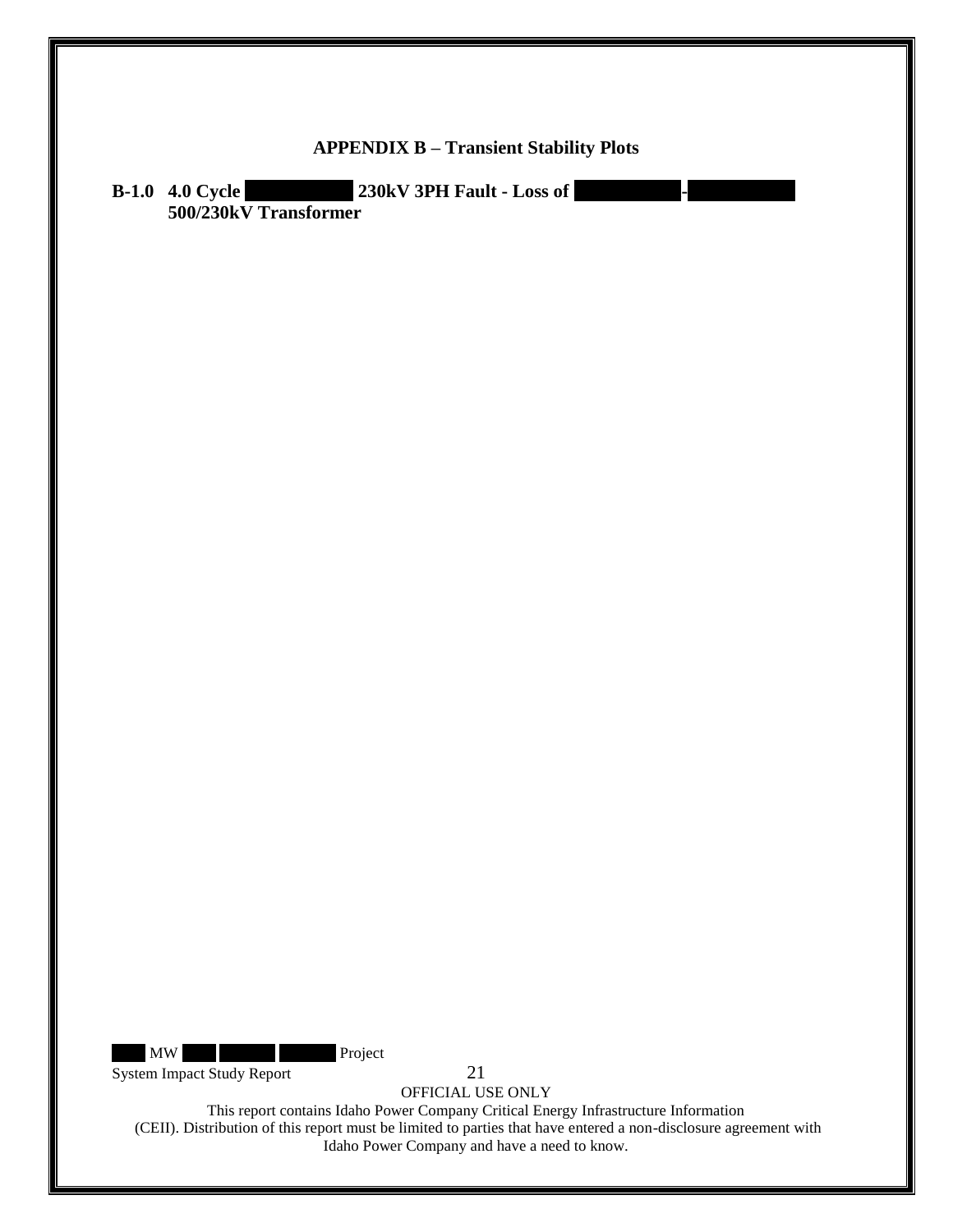## APPENDIX B – Transient Stability Plots

**B-1.0 4.0 Cycle 230kV 3PH Fault - Loss of - 500/230kV Transformer**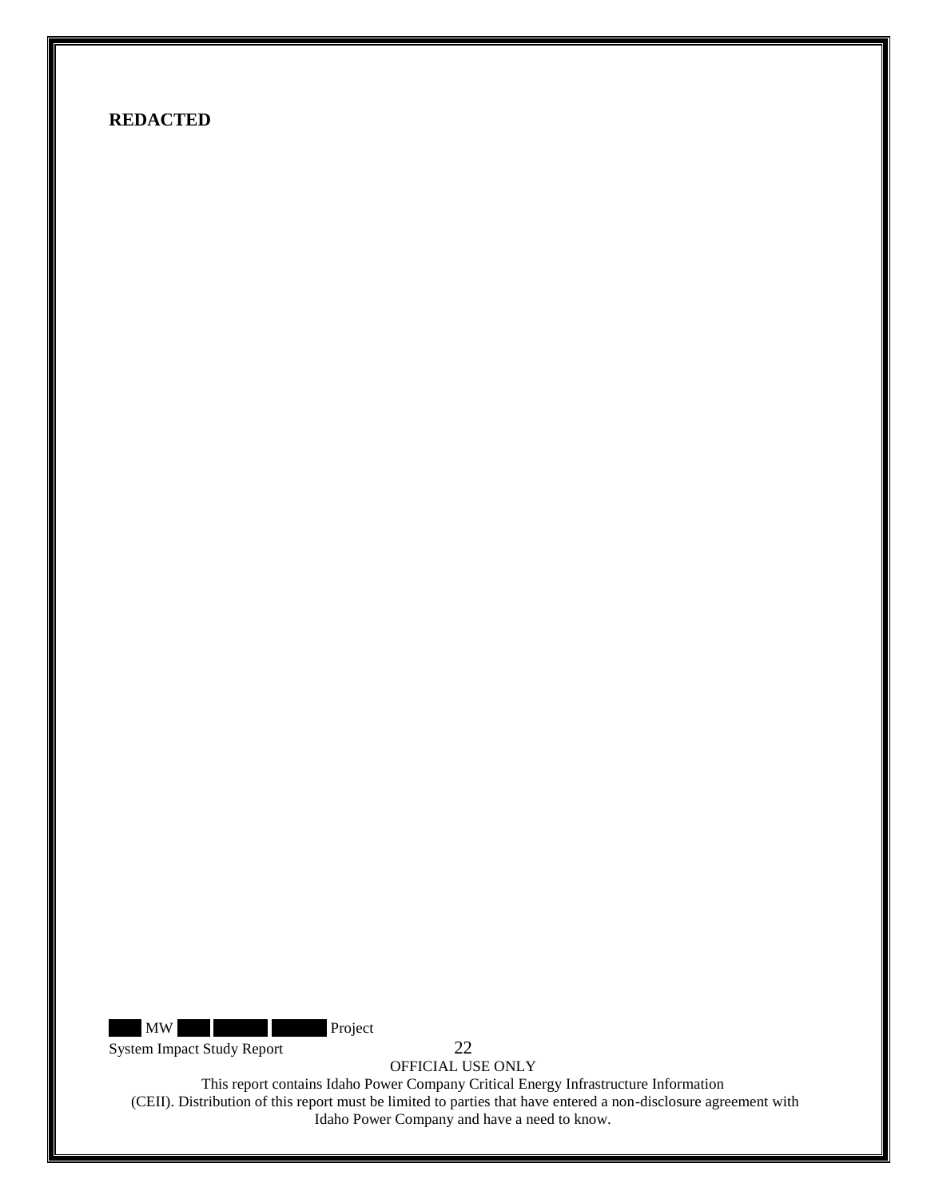**REDACTED**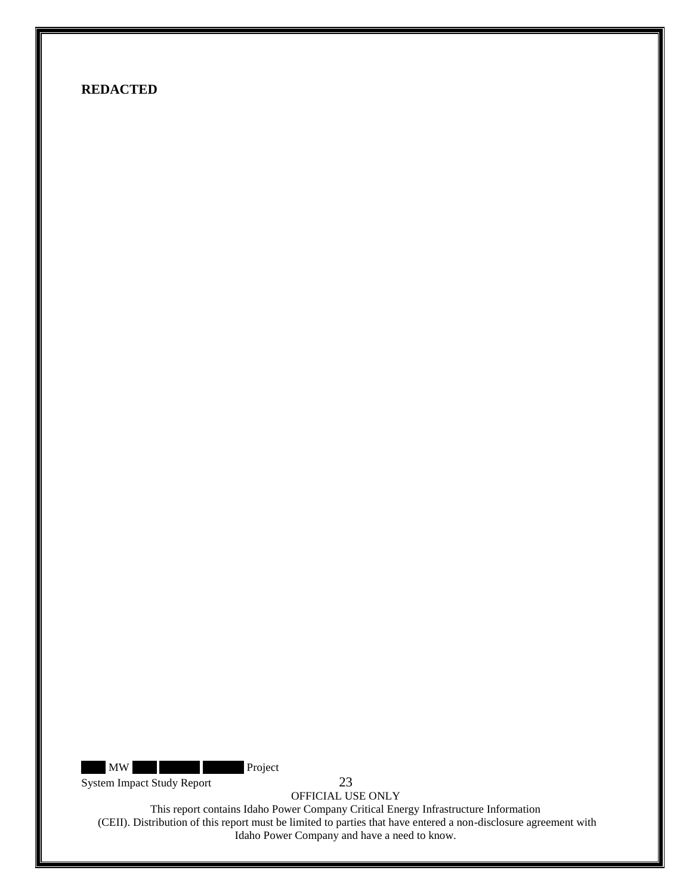**REDACTED**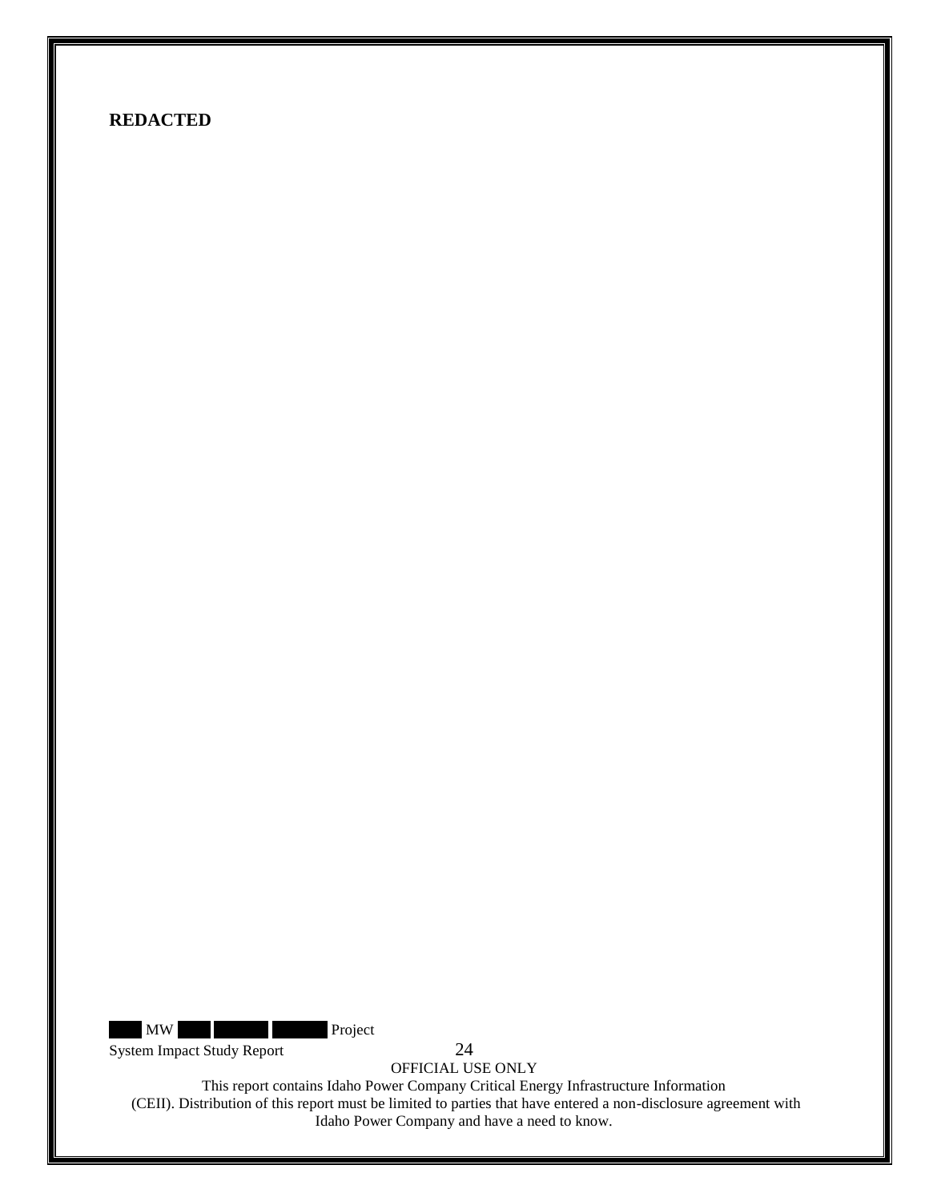**REDACTED**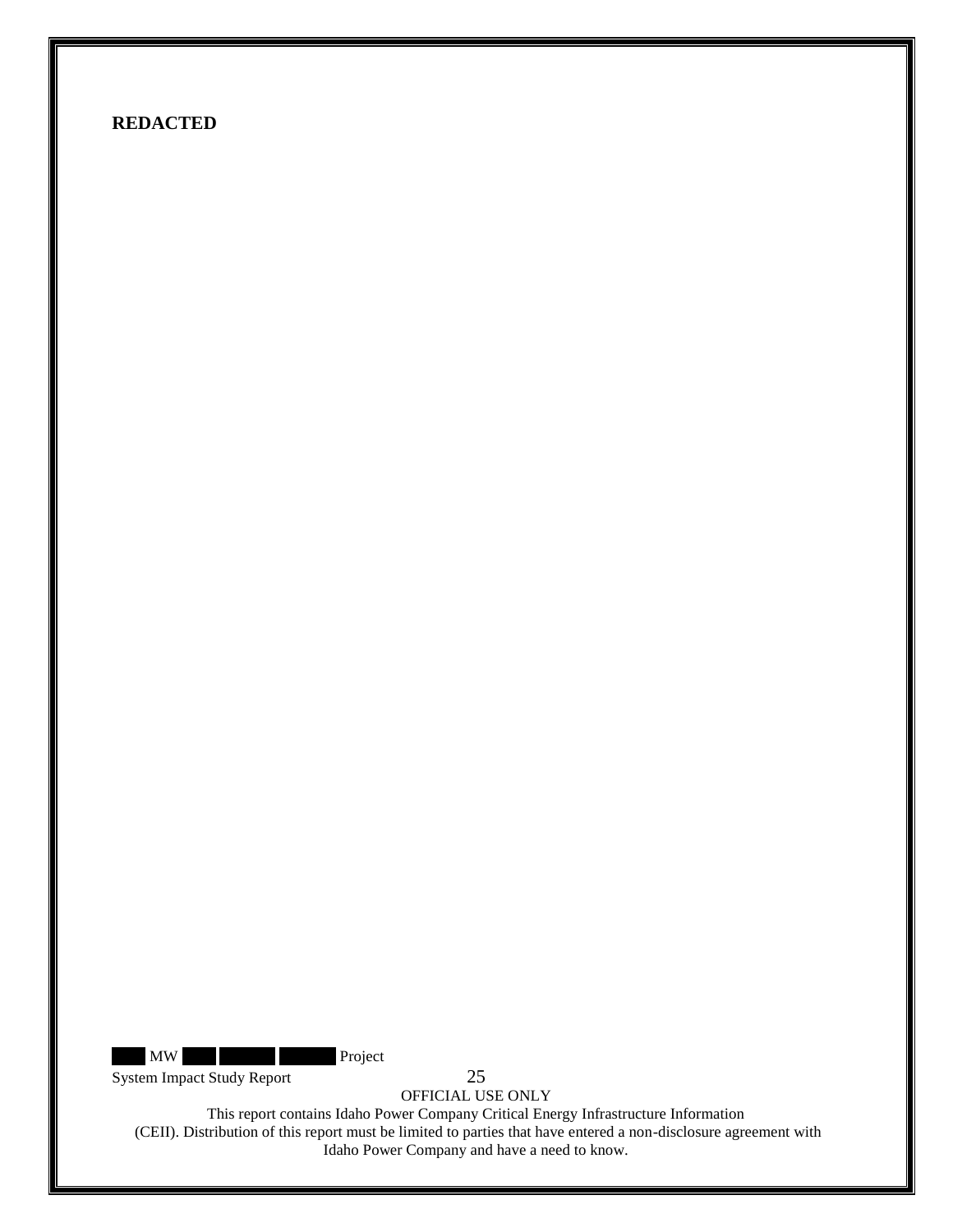**REDACTED**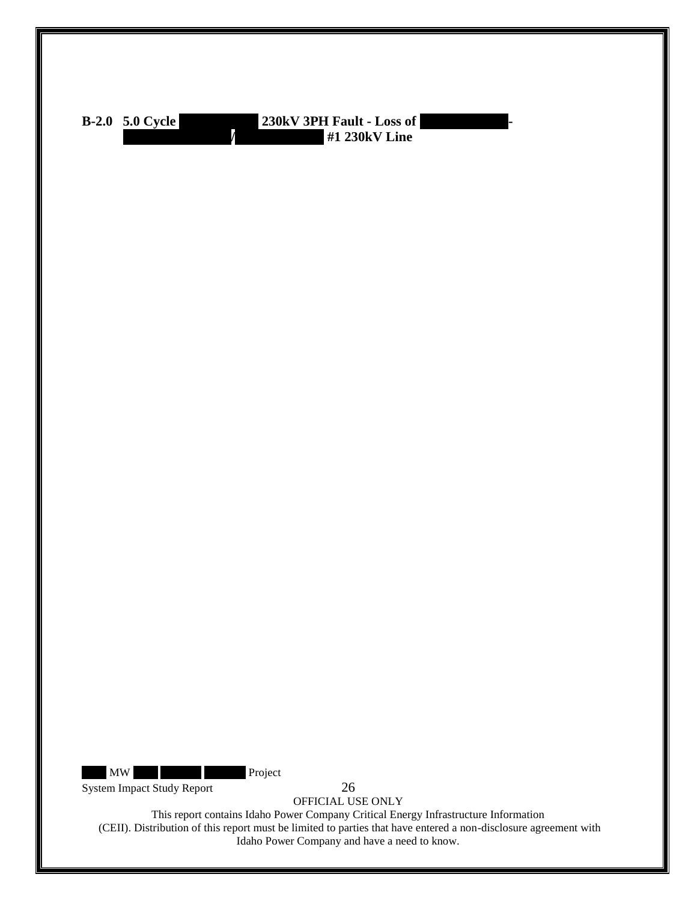**B-2.0 5.0 Cycle 230kV 3PH Fault - Loss of - / #1 230kV Line**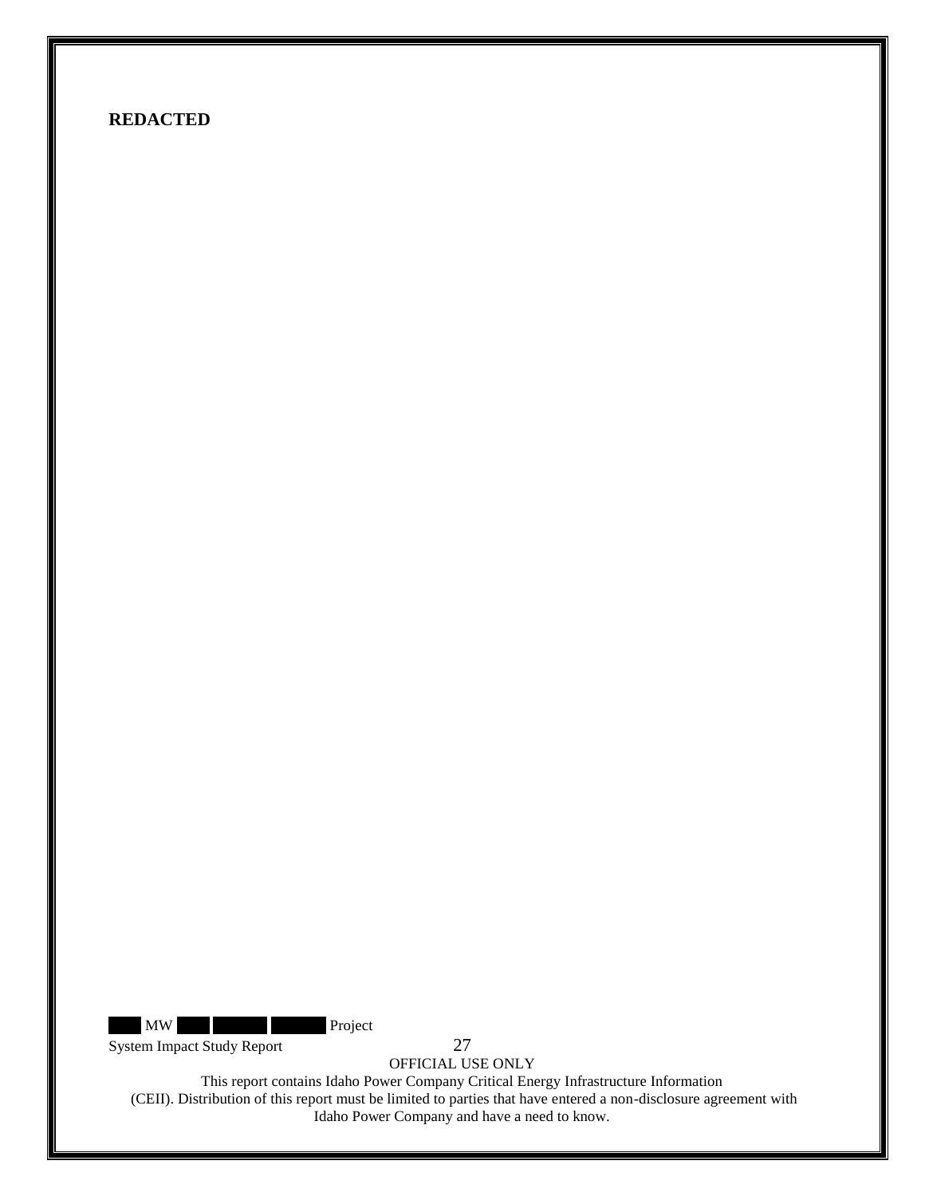**REDACTED**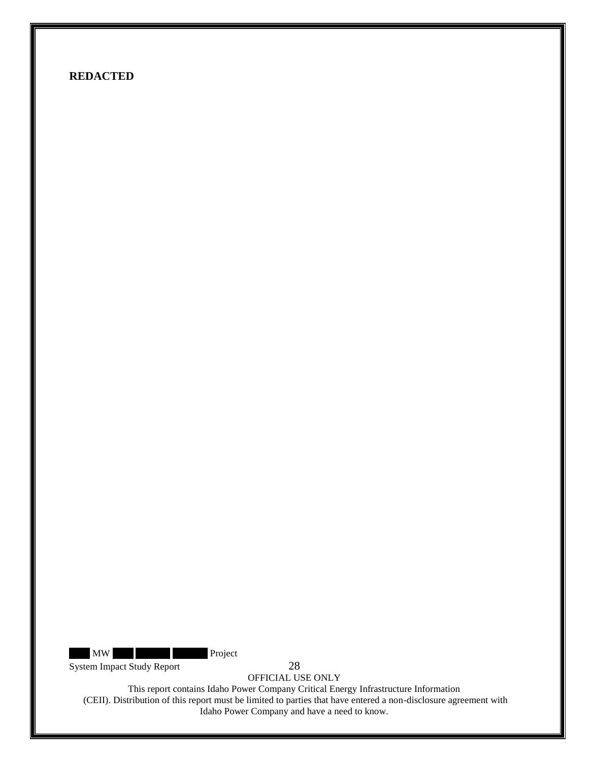**REDACTED**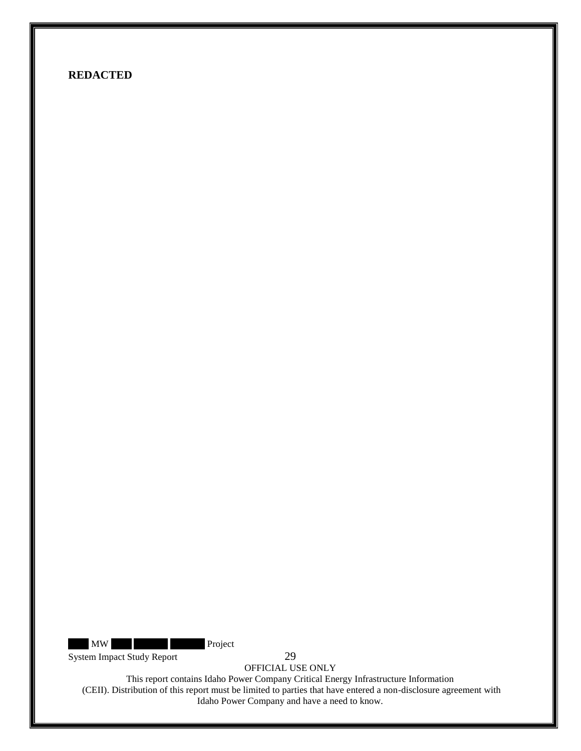**REDACTED**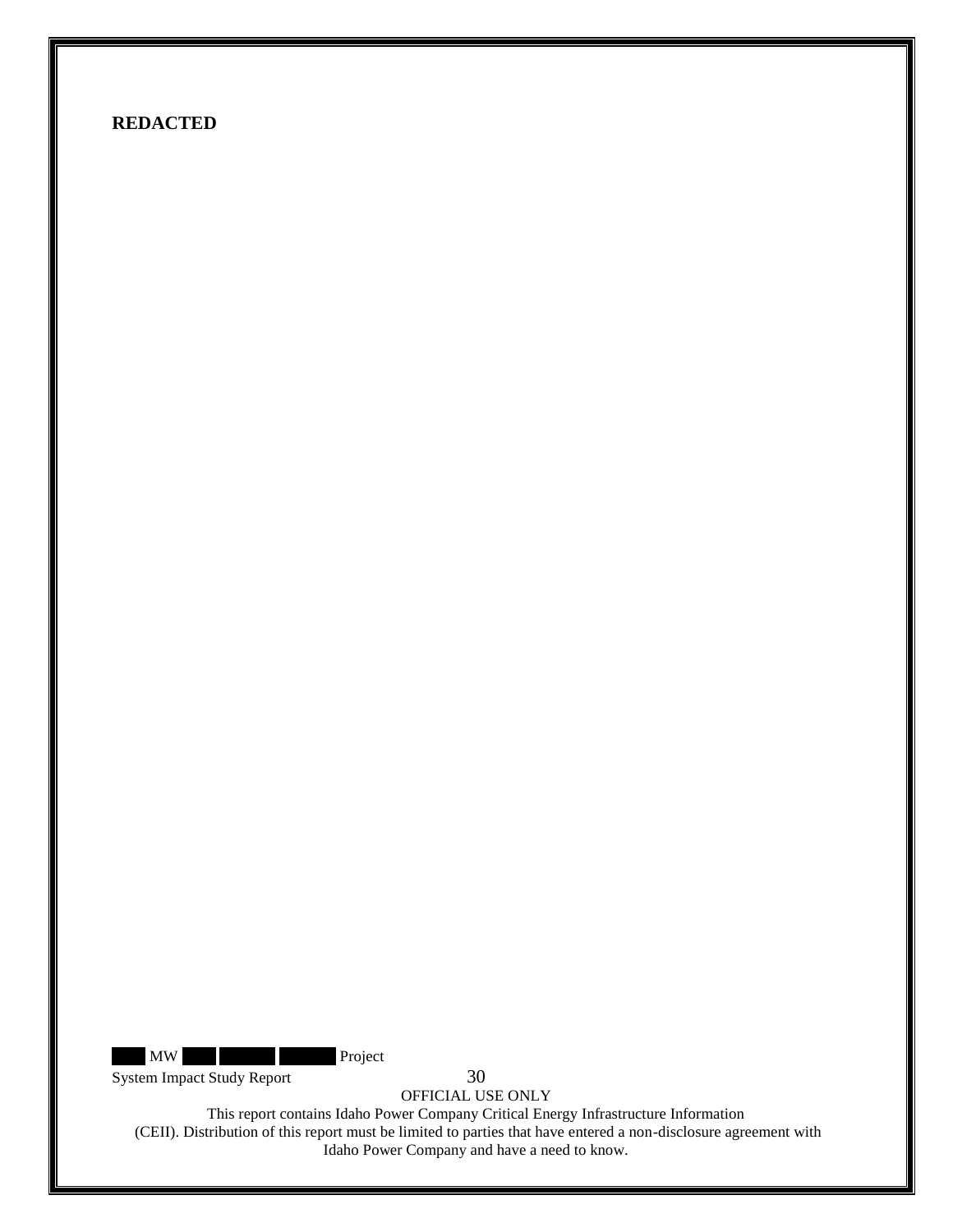**REDACTED**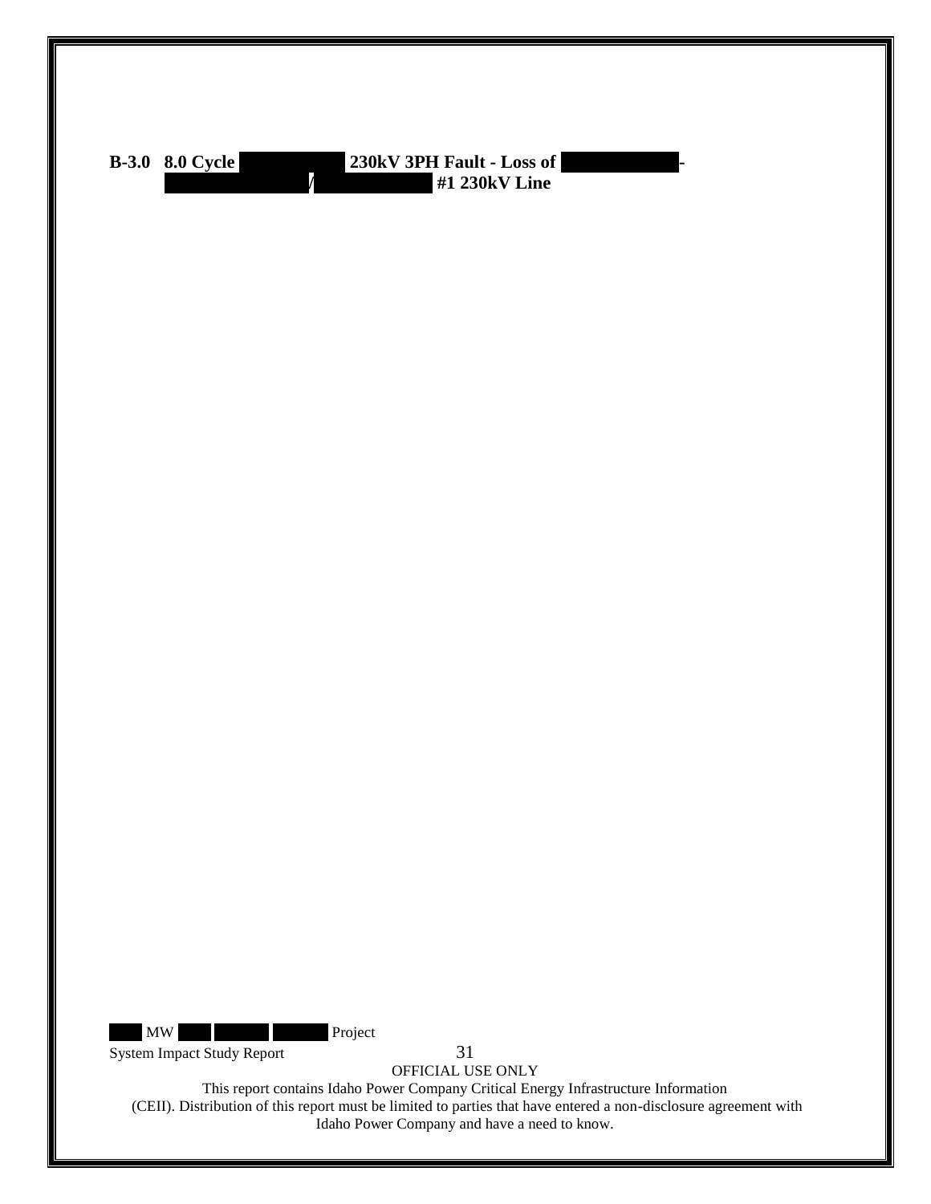**B-3.0 8.0 Cycle 230kV 3PH Fault - Loss of - / #1 230kV Line**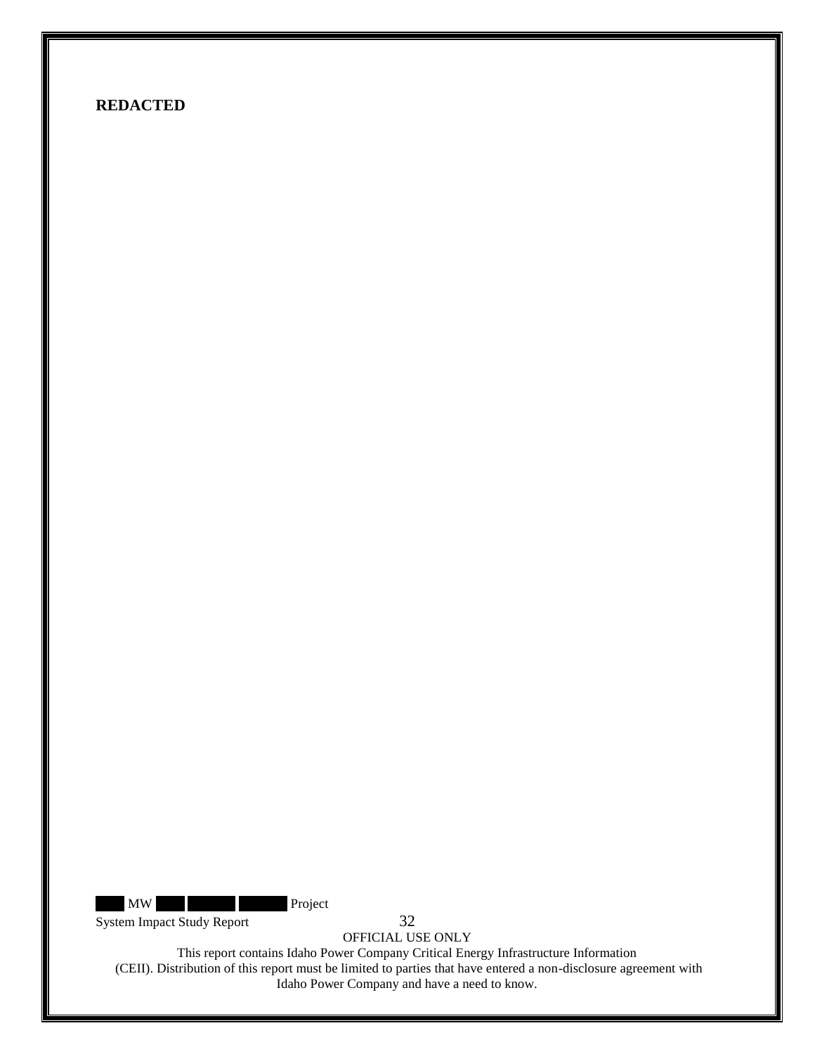**REDACTED**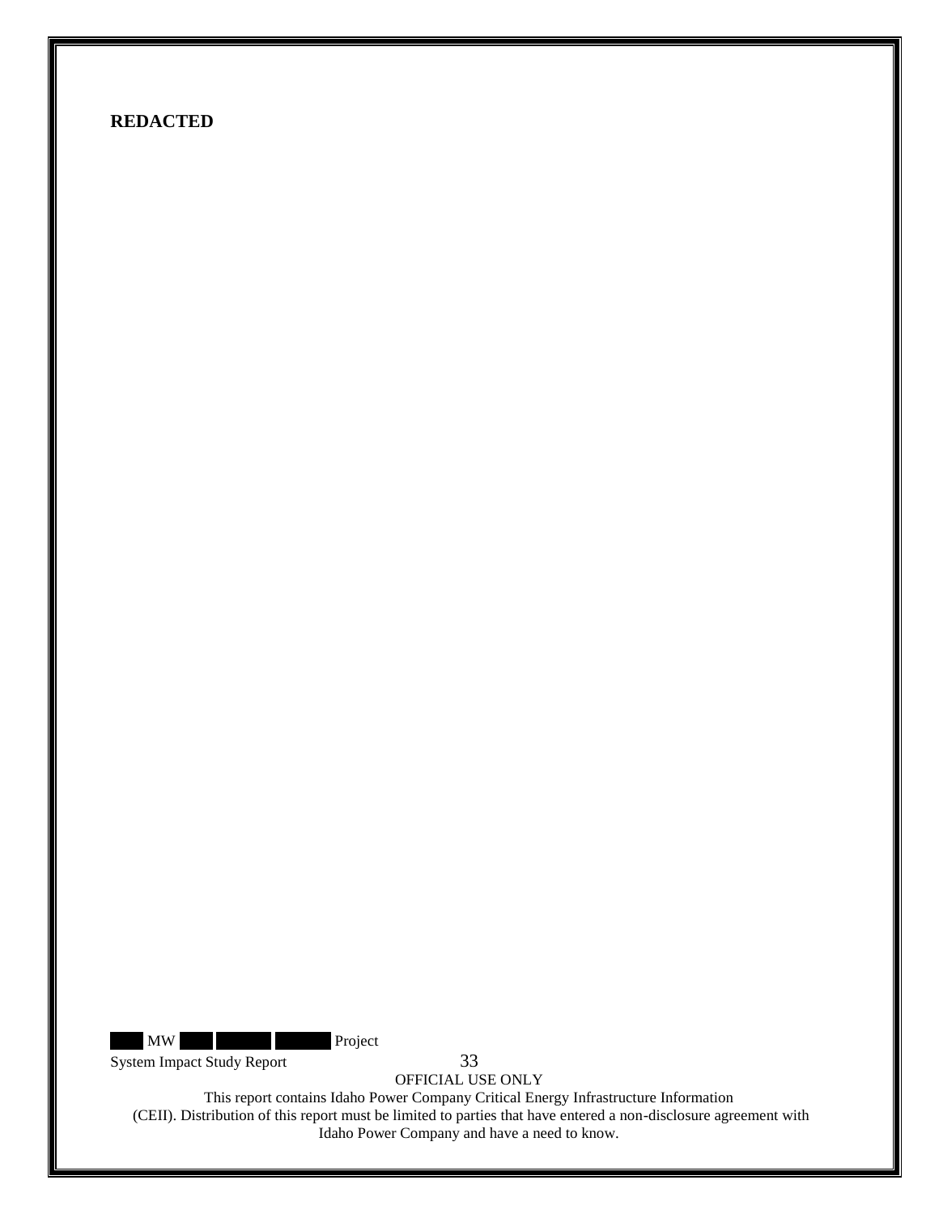**REDACTED**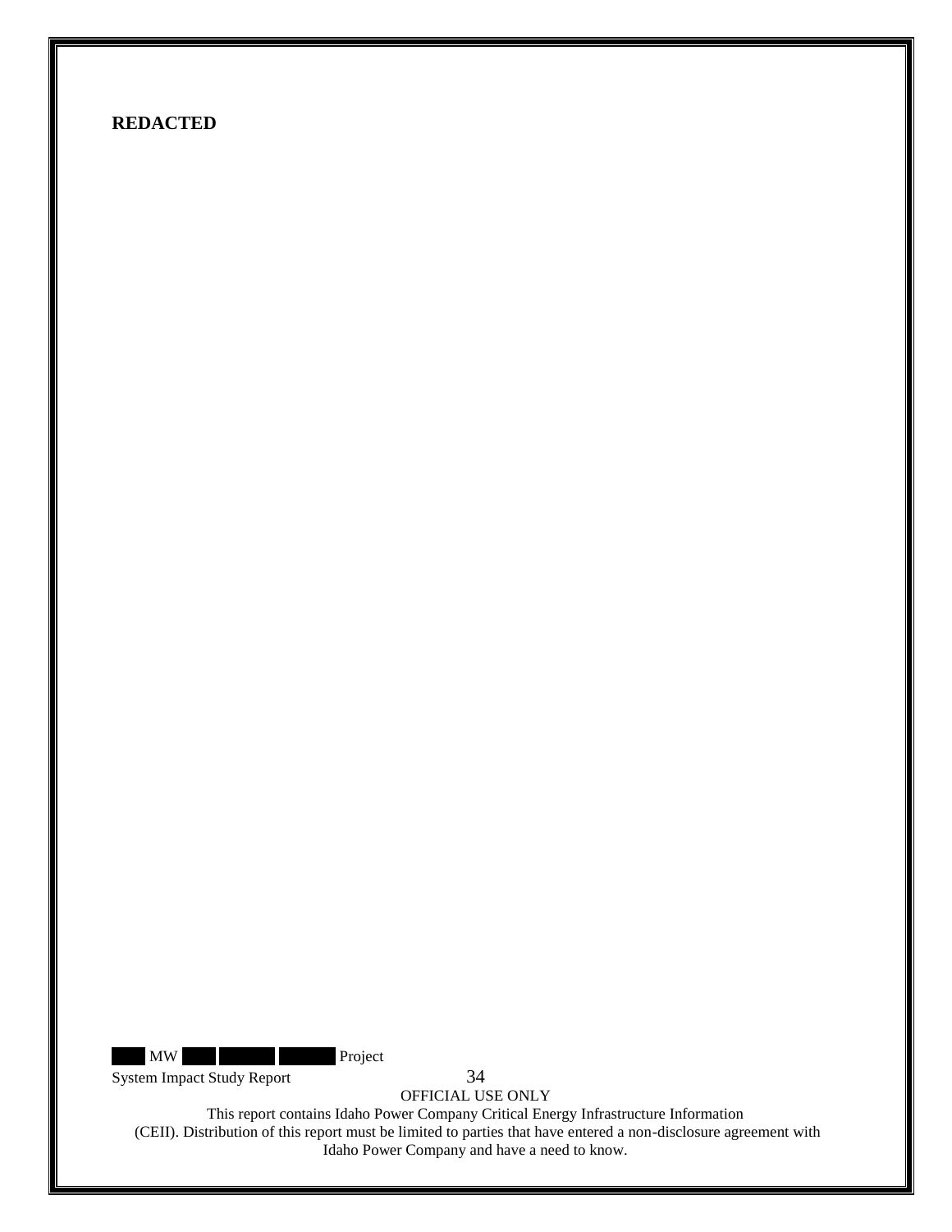**REDACTED**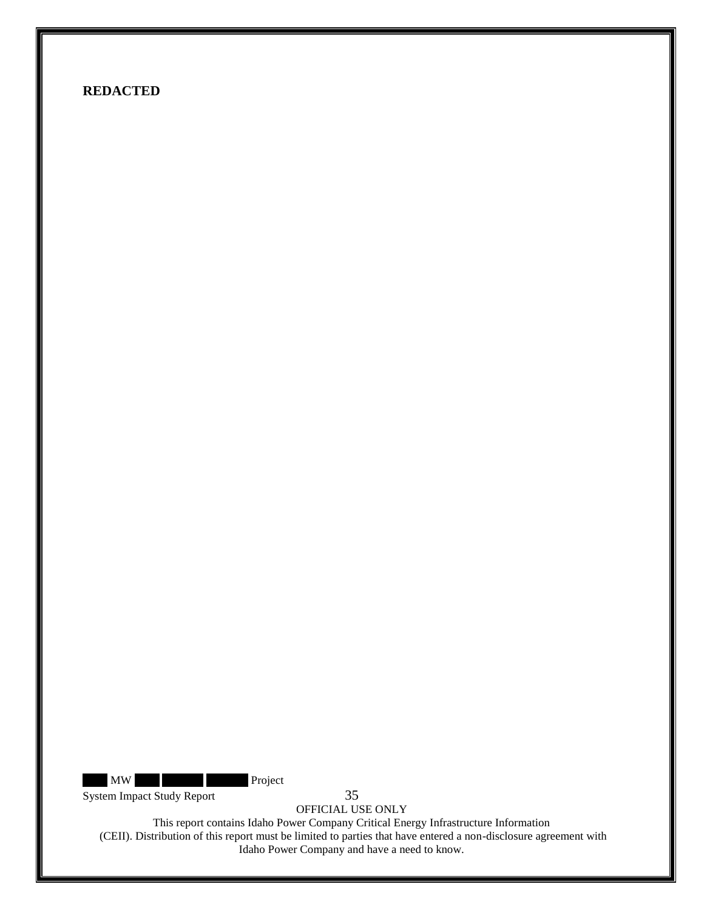**REDACTED**